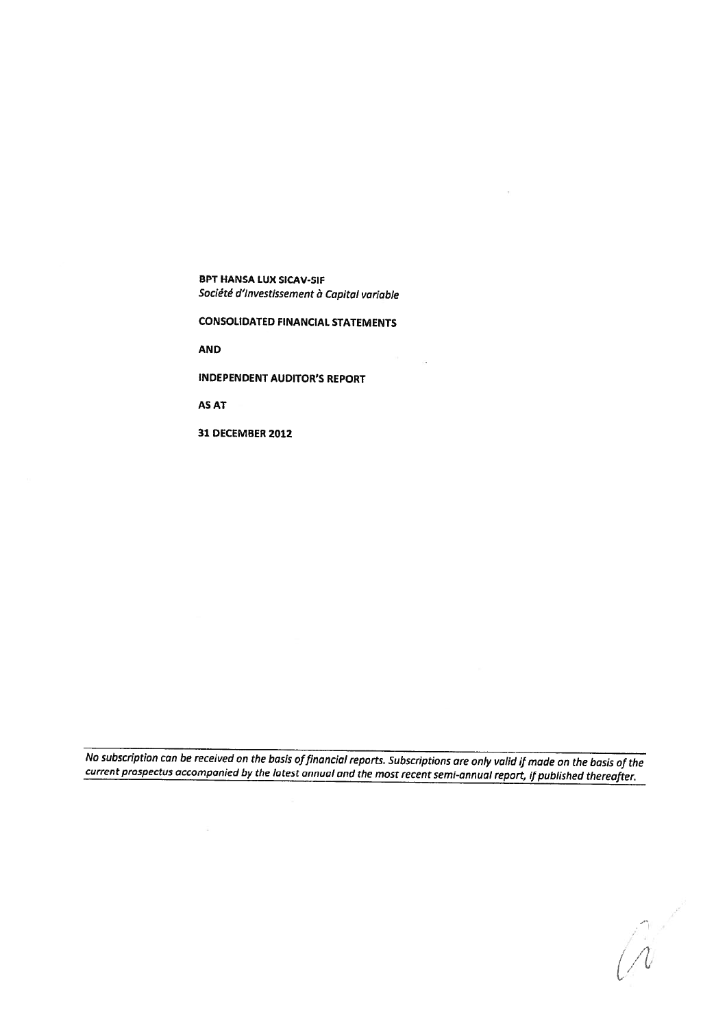**BPT HANSA LUX SICAV-SIF**

*Société d'Investissement à Capital variable*

**CONSOLIDATED FINANCIAL STATEMENTS**

**AND**

**INDEPENDENT AUDITOR'S REPORT**

**AS AT**

**31 DECEMBER 2012**

*No subscription can be received on the basis of financial reports. Subscriptions are only valid if made on the basis of the current prospectus accompanied by the latest annual and the most recent semi-annual report, if published thereafter.*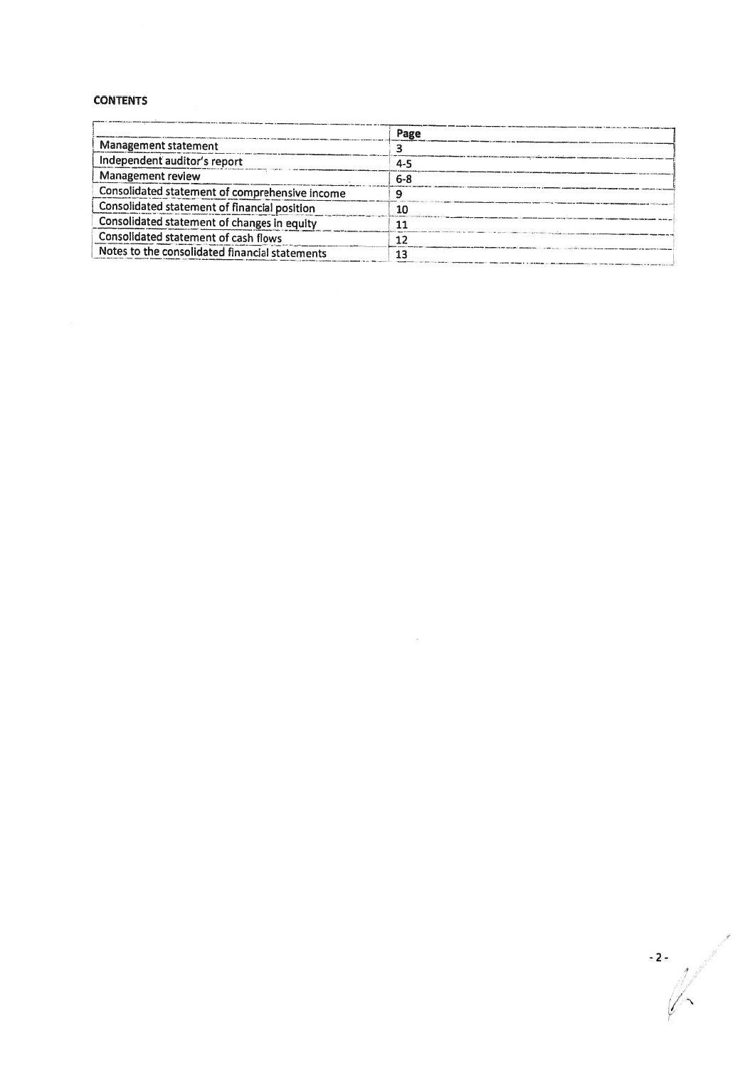**CONTENTS**

| | Page |
|---|---|
| Management statement | 3 |
| Independent auditor's report | 4-5 |
| Management review | 6-8 |
| Consolidated statement of comprehensive income | 9 |
| Consolidated statement of financial position | 10 |
| Consolidated statement of changes in equity | 11 |
| Consolidated statement of cash flows | 12 |
| Notes to the consolidated financial statements | 13 |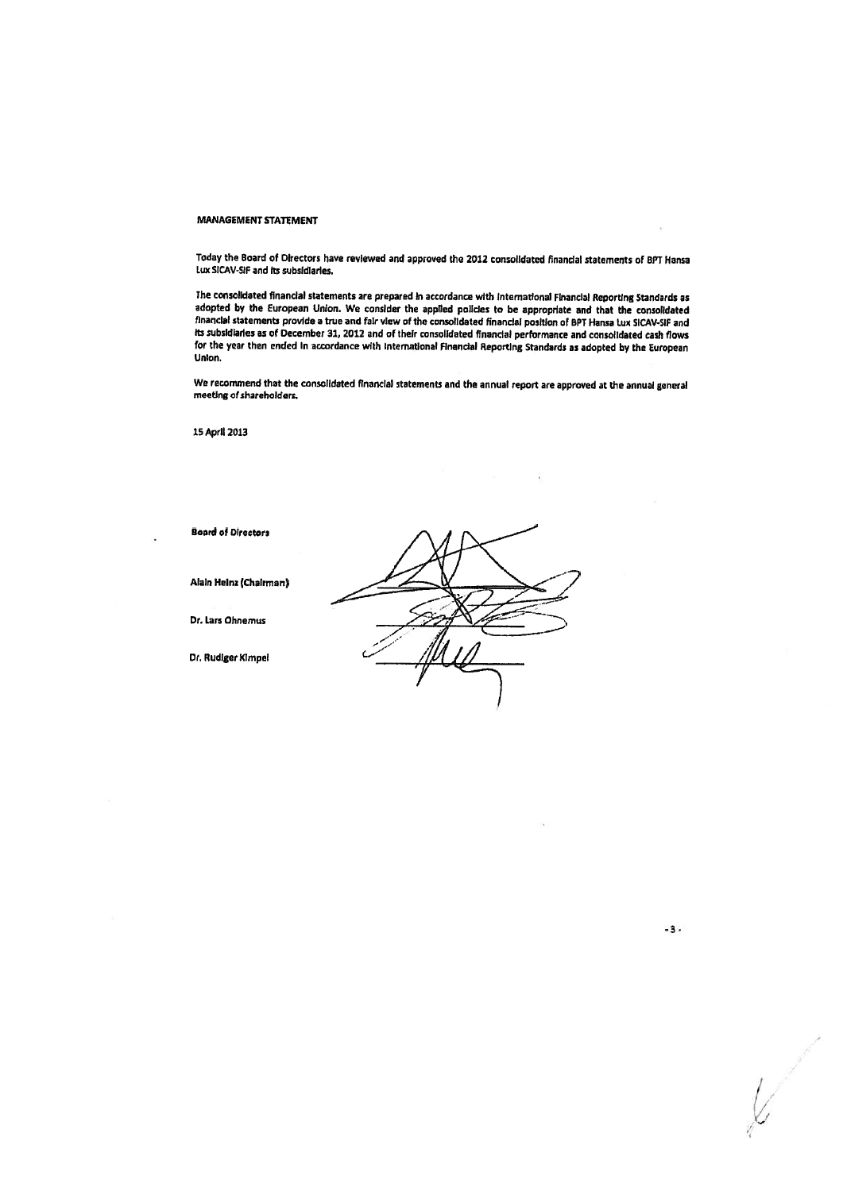**MANAGEMENT STATEMENT**

Today the Board of Directors have reviewed and approved the 2012 consolidated financial statements of BPT Hansa Lux SICAV-SIF and its subsidiaries.

The consolidated financial statements are prepared in accordance with International Financial Reporting Standards as adopted by the European Union. We consider the applied policies to be appropriate and that the consolidated financial statements provide a true and fair view of the consolidated financial position of BPT Hansa Lux SICAV-SIF and its subsidiaries as of December 31, 2012 and of their consolidated financial performance and consolidated cash flows for the year then ended in accordance with International Financial Reporting Standards as adopted by the European Union.

We recommend that the consolidated financial statements and the annual report are approved at the annual general meeting of shareholders.

15 April 2013

**Board of Directors**

**Alain Heinz (Chairman)**

**Dr. Lars Ohnemus**

**Dr. Rudiger Kimpel**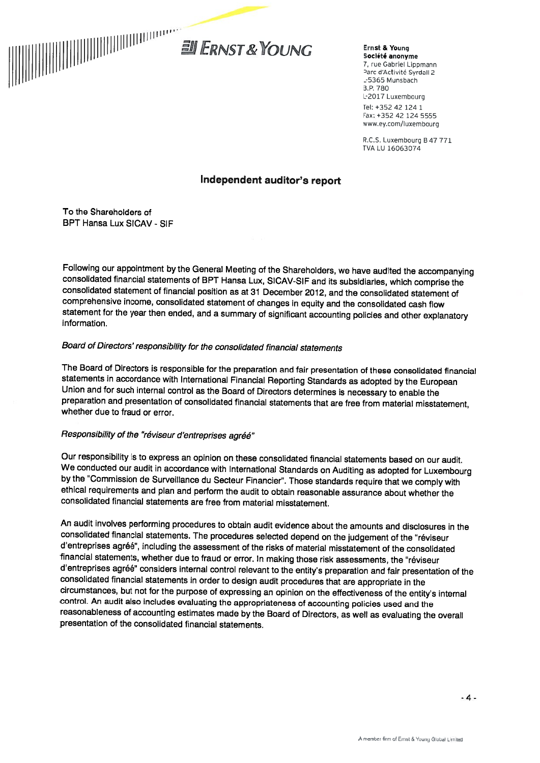Ernst & Young
**Société anonyme**
7, rue Gabriel Lippmann
Parc d'Activité Syrdall 2
L-5365 Munsbach
B.P. 780
L-2017 Luxembourg
Tel: +352 42 124 1
Fax: +352 42 124 5555
www.ey.com/luxembourg

R.C.S. Luxembourg B 47 771
TVA LU 16063074

## Independent auditor's report

To the Shareholders of
BPT Hansa Lux SICAV - SIF

Following our appointment by the General Meeting of the Shareholders, we have audited the accompanying consolidated financial statements of BPT Hansa Lux, SICAV-SIF and its subsidiaries, which comprise the consolidated statement of financial position as at 31 December 2012, and the consolidated statement of comprehensive income, consolidated statement of changes in equity and the consolidated cash flow statement for the year then ended, and a summary of significant accounting policies and other explanatory information.

*Board of Directors' responsibility for the consolidated financial statements*

The Board of Directors is responsible for the preparation and fair presentation of these consolidated financial statements in accordance with International Financial Reporting Standards as adopted by the European Union and for such internal control as the Board of Directors determines is necessary to enable the preparation and presentation of consolidated financial statements that are free from material misstatement, whether due to fraud or error.

*Responsibility of the "réviseur d'entreprises agréé"*

Our responsibility is to express an opinion on these consolidated financial statements based on our audit. We conducted our audit in accordance with International Standards on Auditing as adopted for Luxembourg by the "Commission de Surveillance du Secteur Financier". Those standards require that we comply with ethical requirements and plan and perform the audit to obtain reasonable assurance about whether the consolidated financial statements are free from material misstatement.

An audit involves performing procedures to obtain audit evidence about the amounts and disclosures in the consolidated financial statements. The procedures selected depend on the judgement of the "réviseur d'entreprises agréé", including the assessment of the risks of material misstatement of the consolidated financial statements, whether due to fraud or error. In making those risk assessments, the "réviseur d'entreprises agréé" considers internal control relevant to the entity's preparation and fair presentation of the consolidated financial statements in order to design audit procedures that are appropriate in the circumstances, but not for the purpose of expressing an opinion on the effectiveness of the entity's internal control. An audit also includes evaluating the appropriateness of accounting policies used and the reasonableness of accounting estimates made by the Board of Directors, as well as evaluating the overall presentation of the consolidated financial statements.

A member firm of Ernst & Young Global Limited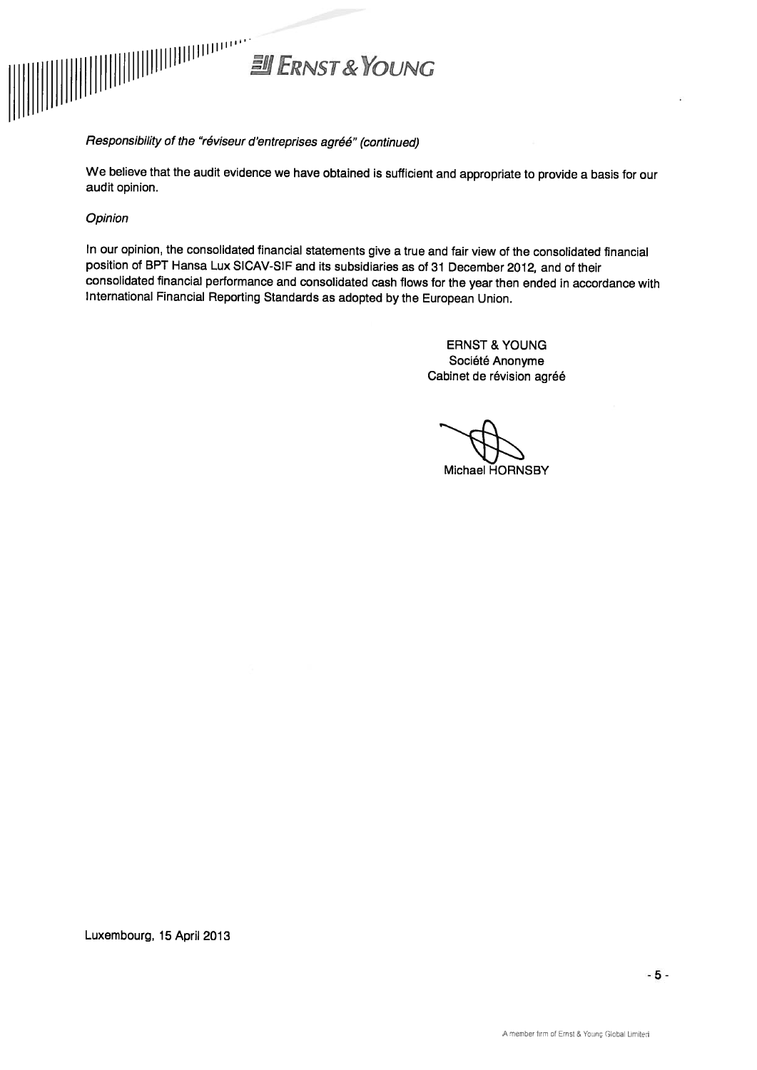*Responsibility of the "réviseur d'entreprises agréé" (continued)*

We believe that the audit evidence we have obtained is sufficient and appropriate to provide a basis for our audit opinion.

*Opinion*

In our opinion, the consolidated financial statements give a true and fair view of the consolidated financial position of BPT Hansa Lux SICAV-SIF and its subsidiaries as of 31 December 2012, and of their consolidated financial performance and consolidated cash flows for the year then ended in accordance with International Financial Reporting Standards as adopted by the European Union.

ERNST & YOUNG
Société Anonyme
Cabinet de révision agréé

Michael HORNSBY

Luxembourg, 15 April 2013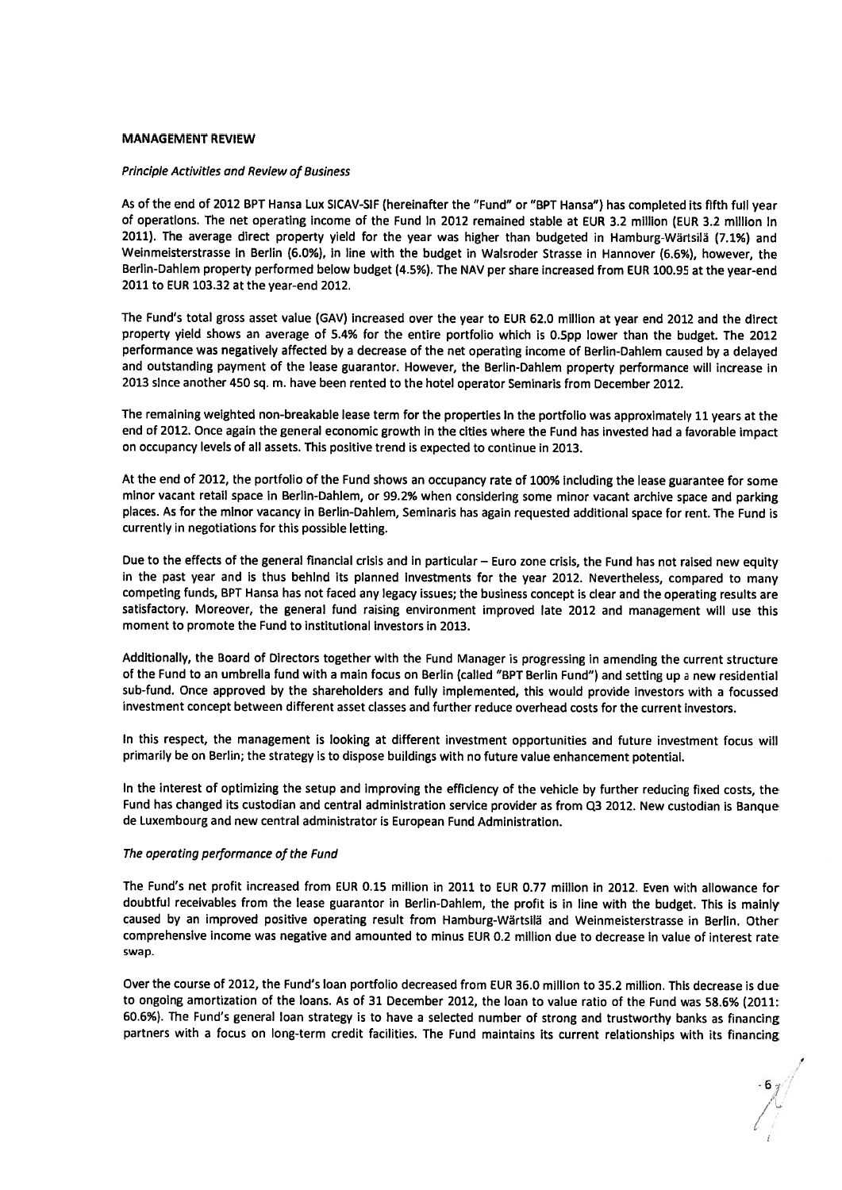**MANAGEMENT REVIEW**

*Principle Activities and Review of Business*

As of the end of 2012 BPT Hansa Lux SICAV-SIF (hereinafter the "Fund" or "BPT Hansa") has completed its fifth full year of operations. The net operating income of the Fund in 2012 remained stable at EUR 3.2 million (EUR 3.2 million in 2011). The average direct property yield for the year was higher than budgeted in Hamburg-Wärtsilä (7.1%) and Weinmeisterstrasse in Berlin (6.0%), in line with the budget in Walsroder Strasse in Hannover (6.6%), however, the Berlin-Dahlem property performed below budget (4.5%). The NAV per share increased from EUR 100.95 at the year-end 2011 to EUR 103.32 at the year-end 2012.

The Fund's total gross asset value (GAV) increased over the year to EUR 62.0 million at year end 2012 and the direct property yield shows an average of 5.4% for the entire portfolio which is 0.5pp lower than the budget. The 2012 performance was negatively affected by a decrease of the net operating income of Berlin-Dahlem caused by a delayed and outstanding payment of the lease guarantor. However, the Berlin-Dahlem property performance will increase in 2013 since another 450 sq. m. have been rented to the hotel operator Seminaris from December 2012.

The remaining weighted non-breakable lease term for the properties in the portfolio was approximately 11 years at the end of 2012. Once again the general economic growth in the cities where the Fund has invested had a favorable impact on occupancy levels of all assets. This positive trend is expected to continue in 2013.

At the end of 2012, the portfolio of the Fund shows an occupancy rate of 100% including the lease guarantee for some minor vacant retail space in Berlin-Dahlem, or 99.2% when considering some minor vacant archive space and parking places. As for the minor vacancy in Berlin-Dahlem, Seminaris has again requested additional space for rent. The Fund is currently in negotiations for this possible letting.

Due to the effects of the general financial crisis and in particular – Euro zone crisis, the Fund has not raised new equity in the past year and is thus behind its planned investments for the year 2012. Nevertheless, compared to many competing funds, BPT Hansa has not faced any legacy issues; the business concept is clear and the operating results are satisfactory. Moreover, the general fund raising environment improved late 2012 and management will use this moment to promote the Fund to institutional investors in 2013.

Additionally, the Board of Directors together with the Fund Manager is progressing in amending the current structure of the Fund to an umbrella fund with a main focus on Berlin (called "BPT Berlin Fund") and setting up a new residential sub-fund. Once approved by the shareholders and fully implemented, this would provide investors with a focussed investment concept between different asset classes and further reduce overhead costs for the current investors.

In this respect, the management is looking at different investment opportunities and future investment focus will primarily be on Berlin; the strategy is to dispose buildings with no future value enhancement potential.

In the interest of optimizing the setup and improving the efficiency of the vehicle by further reducing fixed costs, the Fund has changed its custodian and central administration service provider as from Q3 2012. New custodian is Banque de Luxembourg and new central administrator is European Fund Administration.

*The operating performance of the Fund*

The Fund's net profit increased from EUR 0.15 million in 2011 to EUR 0.77 million in 2012. Even with allowance for doubtful receivables from the lease guarantor in Berlin-Dahlem, the profit is in line with the budget. This is mainly caused by an improved positive operating result from Hamburg-Wärtsilä and Weinmeisterstrasse in Berlin. Other comprehensive income was negative and amounted to minus EUR 0.2 million due to decrease in value of interest rate swap.

Over the course of 2012, the Fund's loan portfolio decreased from EUR 36.0 million to 35.2 million. This decrease is due to ongoing amortization of the loans. As of 31 December 2012, the loan to value ratio of the Fund was 58.6% (2011: 60.6%). The Fund's general loan strategy is to have a selected number of strong and trustworthy banks as financing partners with a focus on long-term credit facilities. The Fund maintains its current relationships with its financing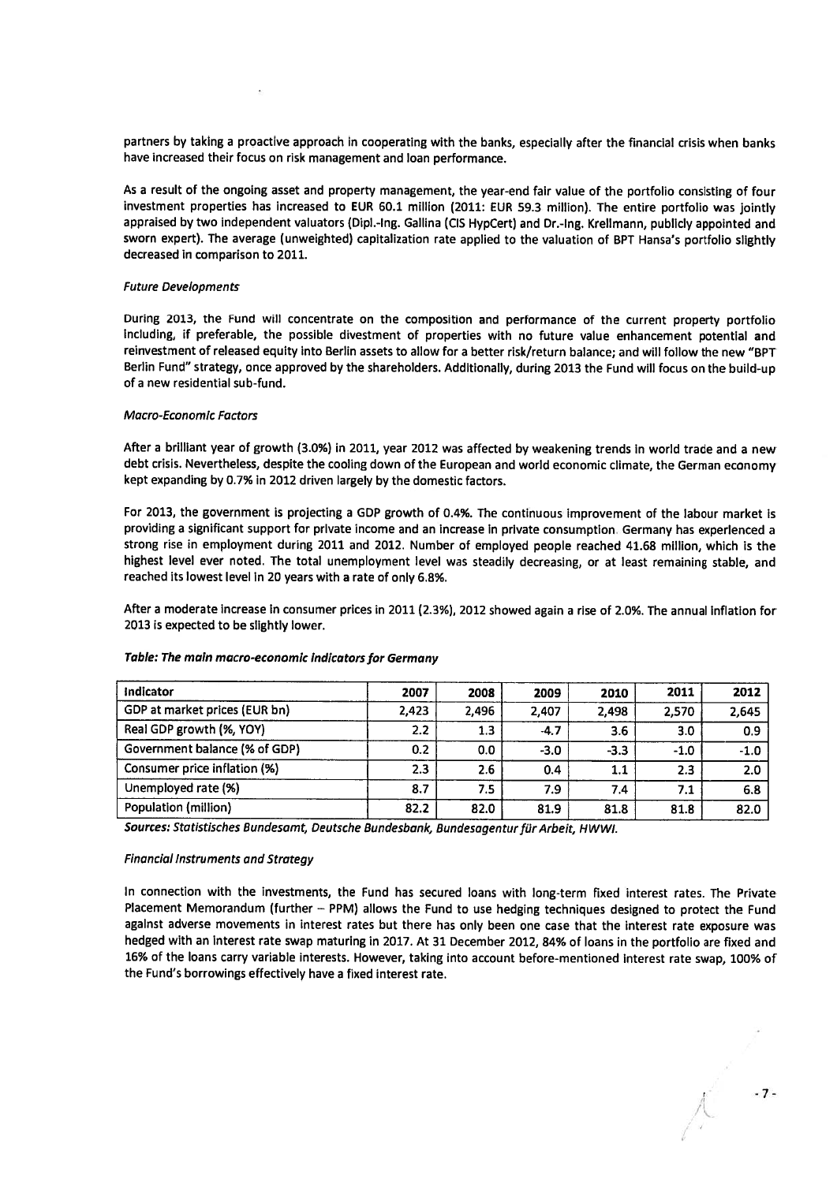partners by taking a proactive approach in cooperating with the banks, especially after the financial crisis when banks have increased their focus on risk management and loan performance.

As a result of the ongoing asset and property management, the year-end fair value of the portfolio consisting of four investment properties has increased to EUR 60.1 million (2011: EUR 59.3 million). The entire portfolio was jointly appraised by two independent valuators (Dipl.-Ing. Gallina (CIS HypCert) and Dr.-Ing. Krellmann, publicly appointed and sworn expert). The average (unweighted) capitalization rate applied to the valuation of BPT Hansa's portfolio slightly decreased in comparison to 2011.

*Future Developments*

During 2013, the Fund will concentrate on the composition and performance of the current property portfolio including, if preferable, the possible divestment of properties with no future value enhancement potential and reinvestment of released equity into Berlin assets to allow for a better risk/return balance; and will follow the new "BPT Berlin Fund" strategy, once approved by the shareholders. Additionally, during 2013 the Fund will focus on the build-up of a new residential sub-fund.

*Macro-Economic Factors*

After a brilliant year of growth (3.0%) in 2011, year 2012 was affected by weakening trends in world trade and a new debt crisis. Nevertheless, despite the cooling down of the European and world economic climate, the German economy kept expanding by 0.7% in 2012 driven largely by the domestic factors.

For 2013, the government is projecting a GDP growth of 0.4%. The continuous improvement of the labour market is providing a significant support for private income and an increase in private consumption. Germany has experienced a strong rise in employment during 2011 and 2012. Number of employed people reached 41.68 million, which is the highest level ever noted. The total unemployment level was steadily decreasing, or at least remaining stable, and reached its lowest level in 20 years with a rate of only 6.8%.

After a moderate increase in consumer prices in 2011 (2.3%), 2012 showed again a rise of 2.0%. The annual inflation for 2013 is expected to be slightly lower.

***Table: The main macro-economic indicators for Germany***

| Indicator | 2007 | 2008 | 2009 | 2010 | 2011 | 2012 |
|---|---|---|---|---|---|---|
| GDP at market prices (EUR bn) | 2,423 | 2,496 | 2,407 | 2,498 | 2,570 | 2,645 |
| Real GDP growth (%, YOY) | 2.2 | 1.3 | -4.7 | 3.6 | 3.0 | 0.9 |
| Government balance (% of GDP) | 0.2 | 0.0 | -3.0 | -3.3 | -1.0 | -1.0 |
| Consumer price inflation (%) | 2.3 | 2.6 | 0.4 | 1.1 | 2.3 | 2.0 |
| Unemployed rate (%) | 8.7 | 7.5 | 7.9 | 7.4 | 7.1 | 6.8 |
| Population (million) | 82.2 | 82.0 | 81.9 | 81.8 | 81.8 | 82.0 |

***Sources: Statistisches Bundesamt, Deutsche Bundesbank, Bundesagentur für Arbeit, HWWI.***

*Financial Instruments and Strategy*

In connection with the investments, the Fund has secured loans with long-term fixed interest rates. The Private Placement Memorandum (further – PPM) allows the Fund to use hedging techniques designed to protect the Fund against adverse movements in interest rates but there has only been one case that the interest rate exposure was hedged with an interest rate swap maturing in 2017. At 31 December 2012, 84% of loans in the portfolio are fixed and 16% of the loans carry variable interests. However, taking into account before-mentioned interest rate swap, 100% of the Fund's borrowings effectively have a fixed interest rate.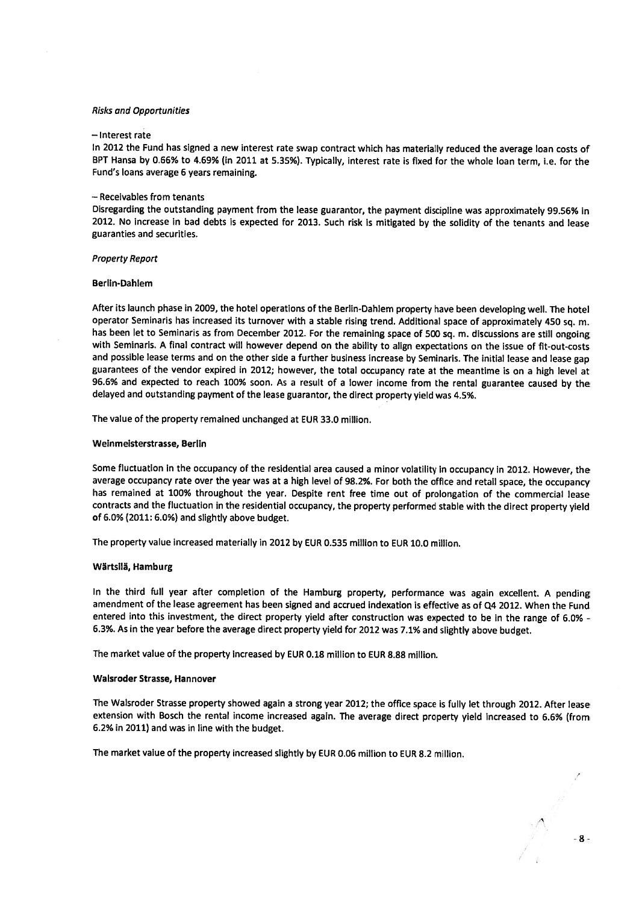*Risks and Opportunities*

– Interest rate

In 2012 the Fund has signed a new interest rate swap contract which has materially reduced the average loan costs of BPT Hansa by 0.66% to 4.69% (in 2011 at 5.35%). Typically, interest rate is fixed for the whole loan term, i.e. for the Fund's loans average 6 years remaining.

– Receivables from tenants

Disregarding the outstanding payment from the lease guarantor, the payment discipline was approximately 99.56% in 2012. No increase in bad debts is expected for 2013. Such risk is mitigated by the solidity of the tenants and lease guaranties and securities.

*Property Report*

**Berlin-Dahlem**

After its launch phase in 2009, the hotel operations of the Berlin-Dahlem property have been developing well. The hotel operator Seminaris has increased its turnover with a stable rising trend. Additional space of approximately 450 sq. m. has been let to Seminaris as from December 2012. For the remaining space of 500 sq. m. discussions are still ongoing with Seminaris. A final contract will however depend on the ability to align expectations on the issue of fit-out-costs and possible lease terms and on the other side a further business increase by Seminaris. The initial lease and lease gap guarantees of the vendor expired in 2012; however, the total occupancy rate at the meantime is on a high level at 96.6% and expected to reach 100% soon. As a result of a lower income from the rental guarantee caused by the delayed and outstanding payment of the lease guarantor, the direct property yield was 4.5%.

The value of the property remained unchanged at EUR 33.0 million.

**Weinmeisterstrasse, Berlin**

Some fluctuation in the occupancy of the residential area caused a minor volatility in occupancy in 2012. However, the average occupancy rate over the year was at a high level of 98.2%. For both the office and retail space, the occupancy has remained at 100% throughout the year. Despite rent free time out of prolongation of the commercial lease contracts and the fluctuation in the residential occupancy, the property performed stable with the direct property yield of 6.0% (2011: 6.0%) and slightly above budget.

The property value increased materially in 2012 by EUR 0.535 million to EUR 10.0 million.

**Wärtsilä, Hamburg**

In the third full year after completion of the Hamburg property, performance was again excellent. A pending amendment of the lease agreement has been signed and accrued indexation is effective as of Q4 2012. When the Fund entered into this investment, the direct property yield after construction was expected to be in the range of 6.0% - 6.3%. As in the year before the average direct property yield for 2012 was 7.1% and slightly above budget.

The market value of the property increased by EUR 0.18 million to EUR 8.88 million.

**Walsroder Strasse, Hannover**

The Walsroder Strasse property showed again a strong year 2012; the office space is fully let through 2012. After lease extension with Bosch the rental income increased again. The average direct property yield increased to 6.6% (from 6.2% in 2011) and was in line with the budget.

The market value of the property increased slightly by EUR 0.06 million to EUR 8.2 million.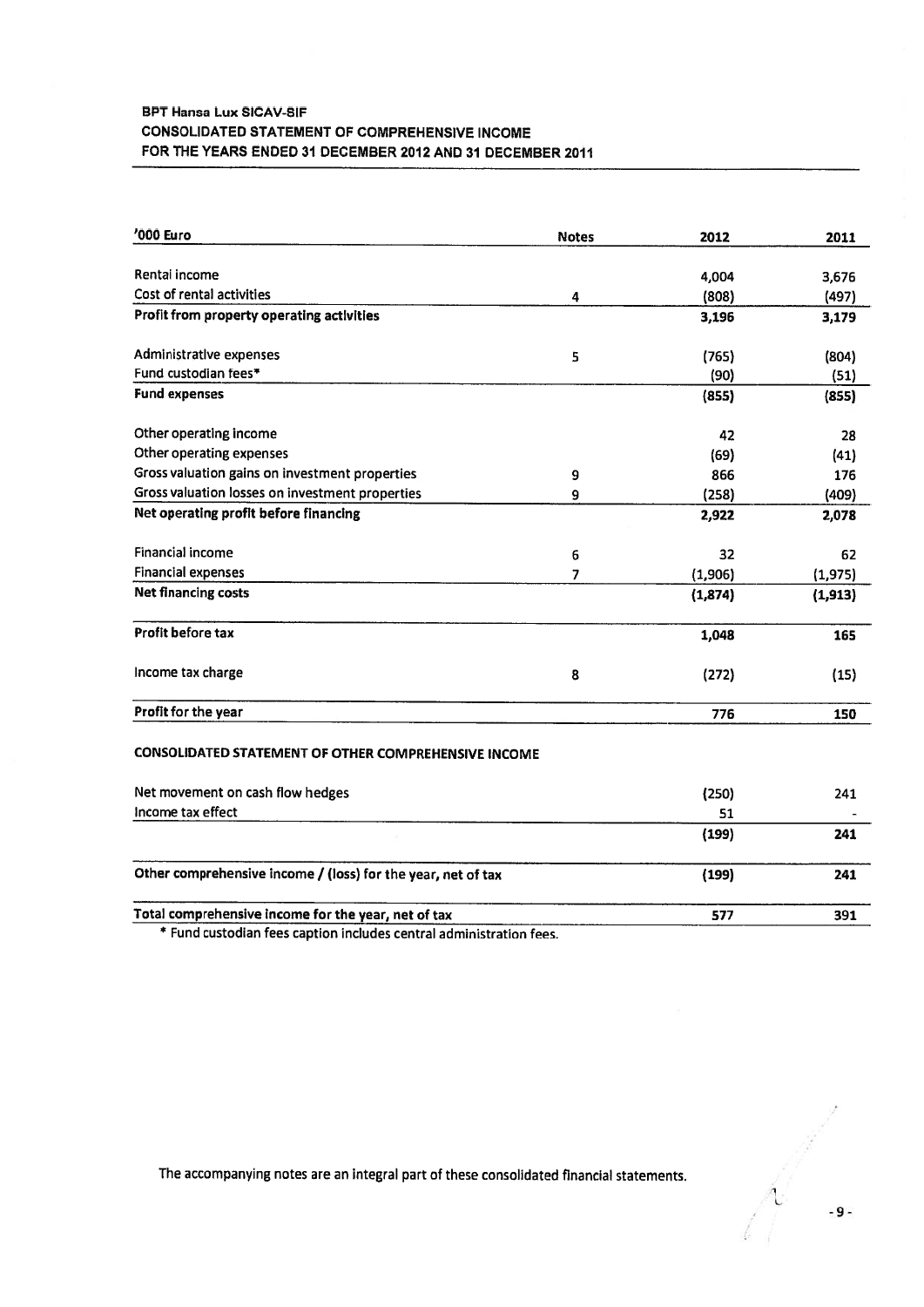**BPT Hansa Lux SICAV-SIF**
**CONSOLIDATED STATEMENT OF COMPREHENSIVE INCOME**
**FOR THE YEARS ENDED 31 DECEMBER 2012 AND 31 DECEMBER 2011**

| '000 Euro | Notes | 2012 | 2011 |
|---|---|---|---|
| Rental income | | 4,004 | 3,676 |
| Cost of rental activities | 4 | (808) | (497) |
| **Profit from property operating activities** | | **3,196** | **3,179** |
| Administrative expenses | 5 | (765) | (804) |
| Fund custodian fees* | | (90) | (51) |
| **Fund expenses** | | **(855)** | **(855)** |
| Other operating income | | 42 | 28 |
| Other operating expenses | | (69) | (41) |
| Gross valuation gains on investment properties | 9 | 866 | 176 |
| Gross valuation losses on investment properties | 9 | (258) | (409) |
| **Net operating profit before financing** | | **2,922** | **2,078** |
| Financial income | 6 | 32 | 62 |
| Financial expenses | 7 | (1,906) | (1,975) |
| **Net financing costs** | | **(1,874)** | **(1,913)** |
| **Profit before tax** | | **1,048** | **165** |
| Income tax charge | 8 | (272) | (15) |
| **Profit for the year** | | **776** | **150** |
| **CONSOLIDATED STATEMENT OF OTHER COMPREHENSIVE INCOME** | | | |
| Net movement on cash flow hedges | | (250) | 241 |
| Income tax effect | | 51 | - |
| | | **(199)** | **241** |
| **Other comprehensive income / (loss) for the year, net of tax** | | **(199)** | **241** |
| **Total comprehensive income for the year, net of tax** | | **577** | **391** |

\* Fund custodian fees caption includes central administration fees.

The accompanying notes are an integral part of these consolidated financial statements.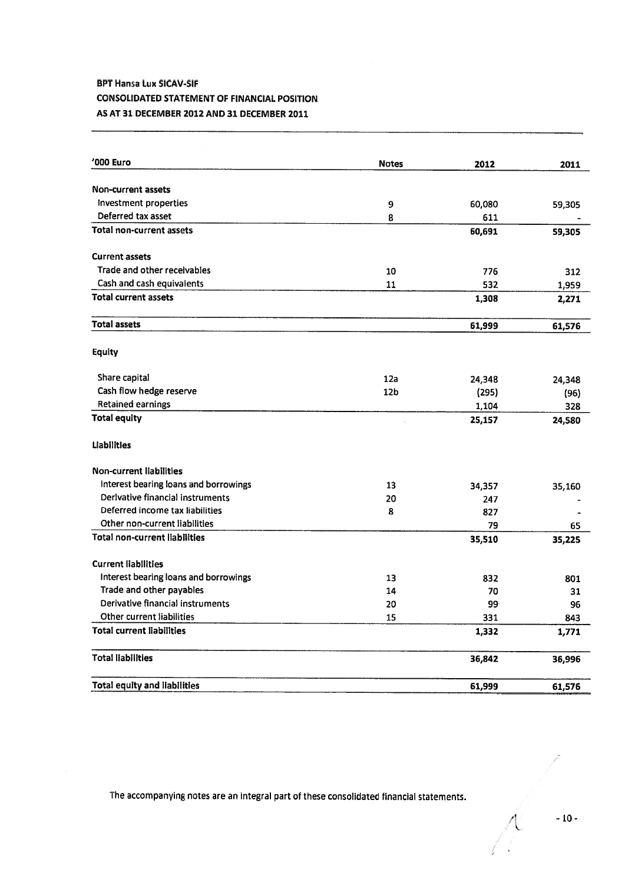**BPT Hansa Lux SICAV-SIF**

**CONSOLIDATED STATEMENT OF FINANCIAL POSITION**

**AS AT 31 DECEMBER 2012 AND 31 DECEMBER 2011**

| '000 Euro | Notes | 2012 | 2011 |
|---|---|---|---|
| **Non-current assets** | | | |
| Investment properties | 9 | 60,080 | 59,305 |
| Deferred tax asset | 8 | 611 | - |
| **Total non-current assets** | | **60,691** | **59,305** |
| **Current assets** | | | |
| Trade and other receivables | 10 | 776 | 312 |
| Cash and cash equivalents | 11 | 532 | 1,959 |
| **Total current assets** | | **1,308** | **2,271** |
| **Total assets** | | **61,999** | **61,576** |
| **Equity** | | | |
| Share capital | 12a | 24,348 | 24,348 |
| Cash flow hedge reserve | 12b | (295) | (96) |
| Retained earnings | | 1,104 | 328 |
| **Total equity** | | **25,157** | **24,580** |
| **Liabilities** | | | |
| **Non-current liabilities** | | | |
| Interest bearing loans and borrowings | 13 | 34,357 | 35,160 |
| Derivative financial instruments | 20 | 247 | - |
| Deferred income tax liabilities | 8 | 827 | - |
| Other non-current liabilities | | 79 | 65 |
| **Total non-current liabilities** | | **35,510** | **35,225** |
| **Current liabilities** | | | |
| Interest bearing loans and borrowings | 13 | 832 | 801 |
| Trade and other payables | 14 | 70 | 31 |
| Derivative financial instruments | 20 | 99 | 96 |
| Other current liabilities | 15 | 331 | 843 |
| **Total current liabilities** | | **1,332** | **1,771** |
| **Total liabilities** | | **36,842** | **36,996** |
| **Total equity and liabilities** | | **61,999** | **61,576** |

The accompanying notes are an integral part of these consolidated financial statements.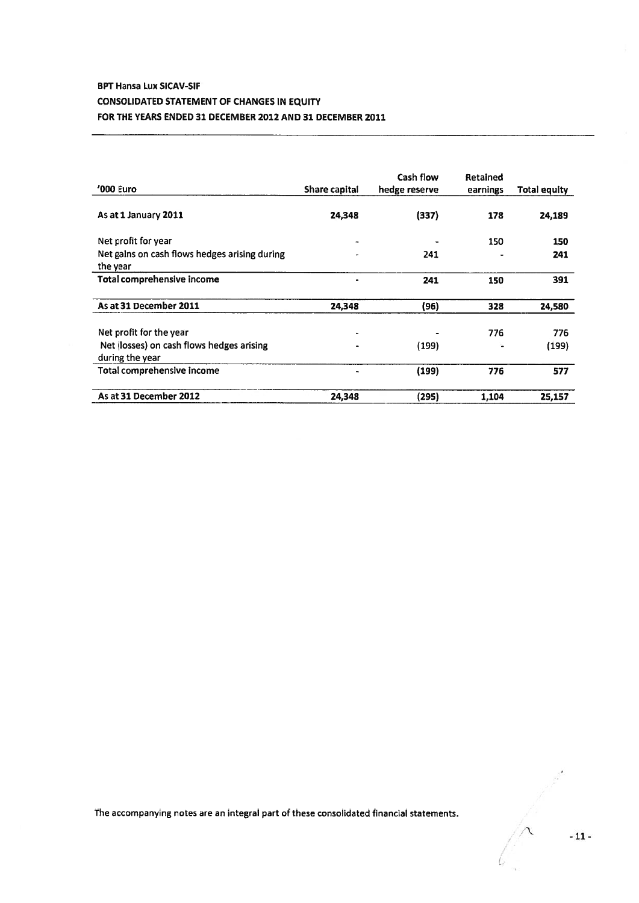**BPT Hansa Lux SICAV-SIF**

**CONSOLIDATED STATEMENT OF CHANGES IN EQUITY**

**FOR THE YEARS ENDED 31 DECEMBER 2012 AND 31 DECEMBER 2011**

| '000 Euro | Share capital | Cash flow hedge reserve | Retained earnings | Total equity |
|---|---|---|---|---|
| **As at 1 January 2011** | **24,348** | **(337)** | **178** | **24,189** |
| Net profit for year | - | - | 150 | **150** |
| Net gains on cash flows hedges arising during the year | - | 241 | - | **241** |
| **Total comprehensive income** | - | **241** | **150** | **391** |
| **As at 31 December 2011** | **24,348** | **(96)** | **328** | **24,580** |
| Net profit for the year | - | - | 776 | 776 |
| Net (losses) on cash flows hedges arising during the year | - | (199) | - | (199) |
| **Total comprehensive income** | - | **(199)** | **776** | **577** |
| **As at 31 December 2012** | **24,348** | **(295)** | **1,104** | **25,157** |

The accompanying notes are an integral part of these consolidated financial statements.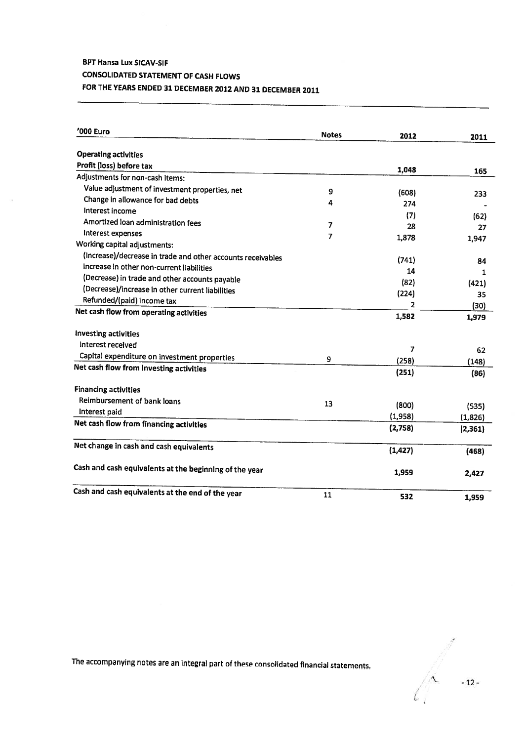**BPT Hansa Lux SICAV-SIF**

**CONSOLIDATED STATEMENT OF CASH FLOWS**

**FOR THE YEARS ENDED 31 DECEMBER 2012 AND 31 DECEMBER 2011**

| '000 Euro | Notes | 2012 | 2011 |
|---|---|---|---|
| **Operating activities** | | | |
| **Profit (loss) before tax** | | 1,048 | 165 |
| Adjustments for non-cash items: | | | |
| Value adjustment of investment properties, net | 9 | (608) | 233 |
| Change in allowance for bad debts | 4 | 274 | - |
| Interest income | | (7) | (62) |
| Amortized loan administration fees | 7 | 28 | 27 |
| Interest expenses | 7 | 1,878 | 1,947 |
| Working capital adjustments: | | | |
| (Increase)/decrease in trade and other accounts receivables | | (741) | 84 |
| Increase in other non-current liabilities | | 14 | 1 |
| (Decrease) in trade and other accounts payable | | (82) | (421) |
| (Decrease)/increase in other current liabilities | | (224) | 35 |
| Refunded/(paid) income tax | | 2 | (30) |
| **Net cash flow from operating activities** | | **1,582** | **1,979** |
| **Investing activities** | | | |
| Interest received | | 7 | 62 |
| Capital expenditure on investment properties | 9 | (258) | (148) |
| **Net cash flow from investing activities** | | **(251)** | **(86)** |
| **Financing activities** | | | |
| Reimbursement of bank loans | 13 | (800) | (535) |
| Interest paid | | (1,958) | (1,826) |
| **Net cash flow from financing activities** | | **(2,758)** | **(2,361)** |
| **Net change in cash and cash equivalents** | | **(1,427)** | **(468)** |
| **Cash and cash equivalents at the beginning of the year** | | **1,959** | **2,427** |
| **Cash and cash equivalents at the end of the year** | 11 | **532** | **1,959** |

The accompanying notes are an integral part of these consolidated financial statements.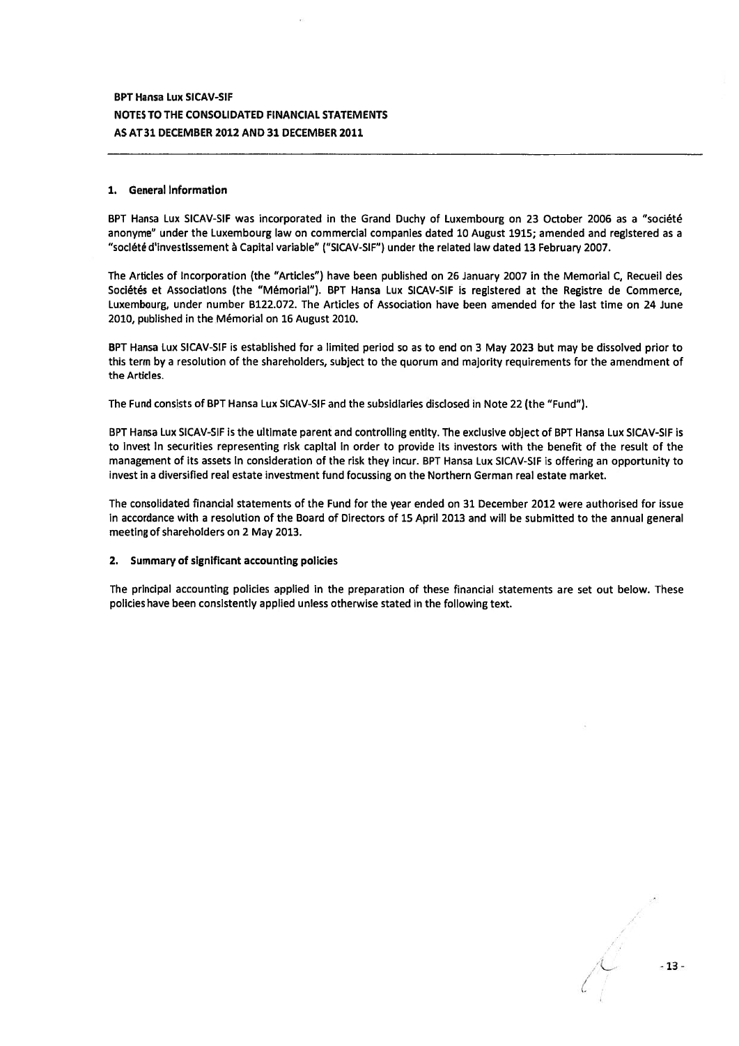**BPT Hansa Lux SICAV-SIF**
**NOTES TO THE CONSOLIDATED FINANCIAL STATEMENTS**
**AS AT 31 DECEMBER 2012 AND 31 DECEMBER 2011**

## 1. General information

BPT Hansa Lux SICAV-SIF was incorporated in the Grand Duchy of Luxembourg on 23 October 2006 as a "société anonyme" under the Luxembourg law on commercial companies dated 10 August 1915; amended and registered as a "société d'investissement à Capital variable" ("SICAV-SIF") under the related law dated 13 February 2007.

The Articles of Incorporation (the "Articles") have been published on 26 January 2007 in the Memorial C, Recueil des Sociétés et Associations (the "Mémorial"). BPT Hansa Lux SICAV-SIF is registered at the Registre de Commerce, Luxembourg, under number B122.072. The Articles of Association have been amended for the last time on 24 June 2010, published in the Mémorial on 16 August 2010.

BPT Hansa Lux SICAV-SIF is established for a limited period so as to end on 3 May 2023 but may be dissolved prior to this term by a resolution of the shareholders, subject to the quorum and majority requirements for the amendment of the Articles.

The Fund consists of BPT Hansa Lux SICAV-SIF and the subsidiaries disclosed in Note 22 (the "Fund").

BPT Hansa Lux SICAV-SIF is the ultimate parent and controlling entity. The exclusive object of BPT Hansa Lux SICAV-SIF is to invest in securities representing risk capital in order to provide its investors with the benefit of the result of the management of its assets in consideration of the risk they incur. BPT Hansa Lux SICAV-SIF is offering an opportunity to invest in a diversified real estate investment fund focussing on the Northern German real estate market.

The consolidated financial statements of the Fund for the year ended on 31 December 2012 were authorised for issue in accordance with a resolution of the Board of Directors of 15 April 2013 and will be submitted to the annual general meeting of shareholders on 2 May 2013.

## 2. Summary of significant accounting policies

The principal accounting policies applied in the preparation of these financial statements are set out below. These policies have been consistently applied unless otherwise stated in the following text.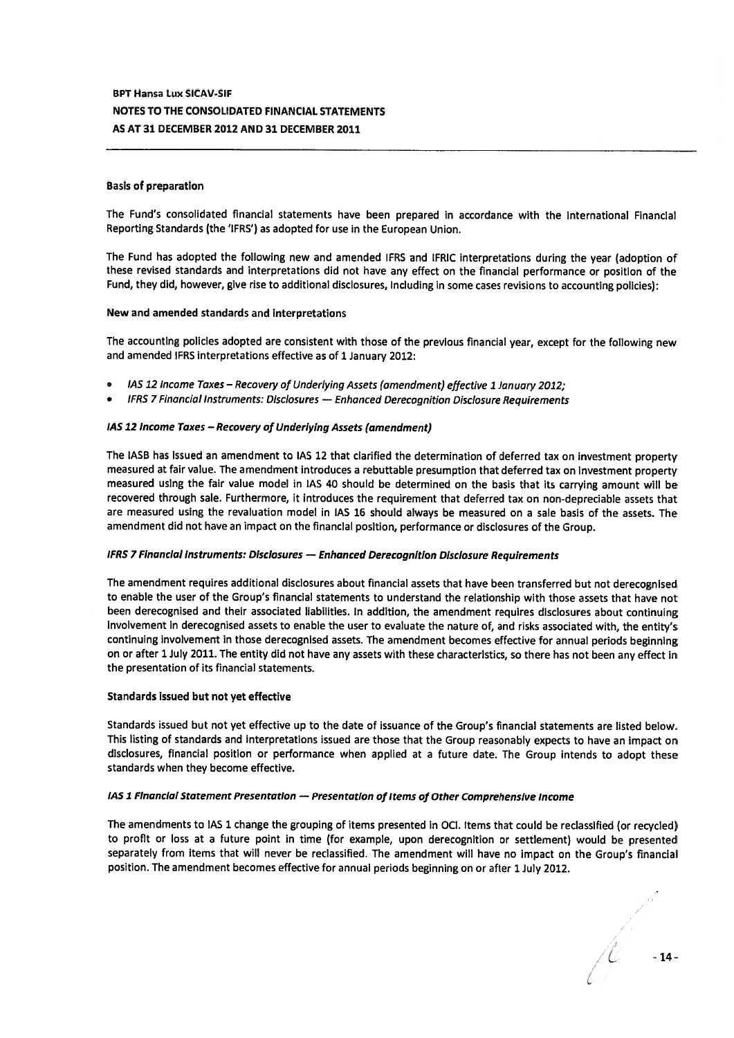**Basis of preparation**

The Fund's consolidated financial statements have been prepared in accordance with the International Financial Reporting Standards (the 'IFRS') as adopted for use in the European Union.

The Fund has adopted the following new and amended IFRS and IFRIC interpretations during the year (adoption of these revised standards and interpretations did not have any effect on the financial performance or position of the Fund, they did, however, give rise to additional disclosures, including in some cases revisions to accounting policies):

**New and amended standards and interpretations**

The accounting policies adopted are consistent with those of the previous financial year, except for the following new and amended IFRS interpretations effective as of 1 January 2012:

- *IAS 12 Income Taxes – Recovery of Underlying Assets (amendment) effective 1 January 2012;*
- *IFRS 7 Financial Instruments: Disclosures — Enhanced Derecognition Disclosure Requirements*

***IAS 12 Income Taxes – Recovery of Underlying Assets (amendment)***

The IASB has issued an amendment to IAS 12 that clarified the determination of deferred tax on investment property measured at fair value. The amendment introduces a rebuttable presumption that deferred tax on investment property measured using the fair value model in IAS 40 should be determined on the basis that its carrying amount will be recovered through sale. Furthermore, it introduces the requirement that deferred tax on non-depreciable assets that are measured using the revaluation model in IAS 16 should always be measured on a sale basis of the assets. The amendment did not have an impact on the financial position, performance or disclosures of the Group.

***IFRS 7 Financial Instruments: Disclosures — Enhanced Derecognition Disclosure Requirements***

The amendment requires additional disclosures about financial assets that have been transferred but not derecognised to enable the user of the Group's financial statements to understand the relationship with those assets that have not been derecognised and their associated liabilities. In addition, the amendment requires disclosures about continuing involvement in derecognised assets to enable the user to evaluate the nature of, and risks associated with, the entity's continuing involvement in those derecognised assets. The amendment becomes effective for annual periods beginning on or after 1 July 2011. The entity did not have any assets with these characteristics, so there has not been any effect in the presentation of its financial statements.

**Standards issued but not yet effective**

Standards issued but not yet effective up to the date of issuance of the Group's financial statements are listed below. This listing of standards and interpretations issued are those that the Group reasonably expects to have an impact on disclosures, financial position or performance when applied at a future date. The Group intends to adopt these standards when they become effective.

***IAS 1 Financial Statement Presentation — Presentation of Items of Other Comprehensive Income***

The amendments to IAS 1 change the grouping of items presented in OCI. Items that could be reclassified (or recycled) to profit or loss at a future point in time (for example, upon derecognition or settlement) would be presented separately from items that will never be reclassified. The amendment will have no impact on the Group's financial position. The amendment becomes effective for annual periods beginning on or after 1 July 2012.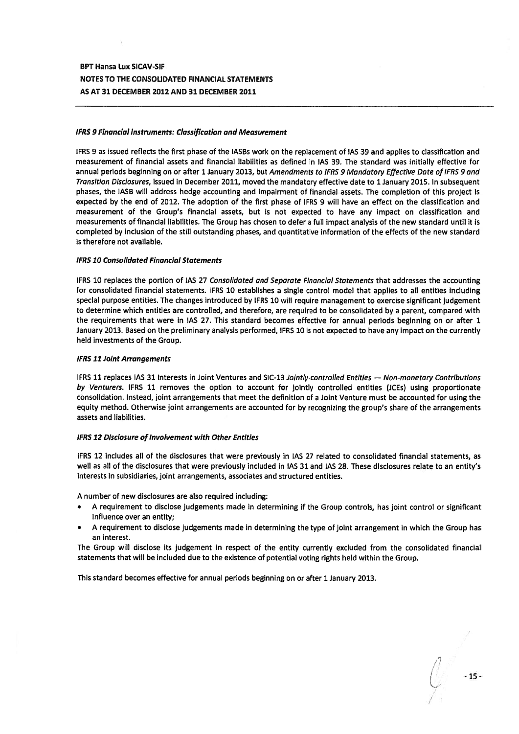#### *IFRS 9 Financial Instruments: Classification and Measurement*

IFRS 9 as issued reflects the first phase of the IASBs work on the replacement of IAS 39 and applies to classification and measurement of financial assets and financial liabilities as defined in IAS 39. The standard was initially effective for annual periods beginning on or after 1 January 2013, but *Amendments to IFRS 9 Mandatory Effective Date of IFRS 9 and Transition Disclosures*, issued in December 2011, moved the mandatory effective date to 1 January 2015. In subsequent phases, the IASB will address hedge accounting and impairment of financial assets. The completion of this project is expected by the end of 2012. The adoption of the first phase of IFRS 9 will have an effect on the classification and measurement of the Group's financial assets, but is not expected to have any impact on classification and measurements of financial liabilities. The Group has chosen to defer a full impact analysis of the new standard until it is completed by inclusion of the still outstanding phases, and quantitative information of the effects of the new standard is therefore not available.

#### *IFRS 10 Consolidated Financial Statements*

IFRS 10 replaces the portion of IAS 27 *Consolidated and Separate Financial Statements* that addresses the accounting for consolidated financial statements. IFRS 10 establishes a single control model that applies to all entities including special purpose entities. The changes introduced by IFRS 10 will require management to exercise significant judgement to determine which entities are controlled, and therefore, are required to be consolidated by a parent, compared with the requirements that were in IAS 27. This standard becomes effective for annual periods beginning on or after 1 January 2013. Based on the preliminary analysis performed, IFRS 10 is not expected to have any impact on the currently held investments of the Group.

#### *IFRS 11 Joint Arrangements*

IFRS 11 replaces IAS 31 Interests in Joint Ventures and SIC-13 *Jointly-controlled Entities — Non-monetary Contributions by Venturers*. IFRS 11 removes the option to account for jointly controlled entities (JCEs) using proportionate consolidation. Instead, joint arrangements that meet the definition of a Joint Venture must be accounted for using the equity method. Otherwise joint arrangements are accounted for by recognizing the group's share of the arrangements assets and liabilities.

#### *IFRS 12 Disclosure of Involvement with Other Entities*

IFRS 12 includes all of the disclosures that were previously in IAS 27 related to consolidated financial statements, as well as all of the disclosures that were previously included in IAS 31 and IAS 28. These disclosures relate to an entity's interests in subsidiaries, joint arrangements, associates and structured entities.

A number of new disclosures are also required including:

- A requirement to disclose judgements made in determining if the Group controls, has joint control or significant influence over an entity;
- A requirement to disclose judgements made in determining the type of joint arrangement in which the Group has an interest.

The Group will disclose its judgement in respect of the entity currently excluded from the consolidated financial statements that will be included due to the existence of potential voting rights held within the Group.

This standard becomes effective for annual periods beginning on or after 1 January 2013.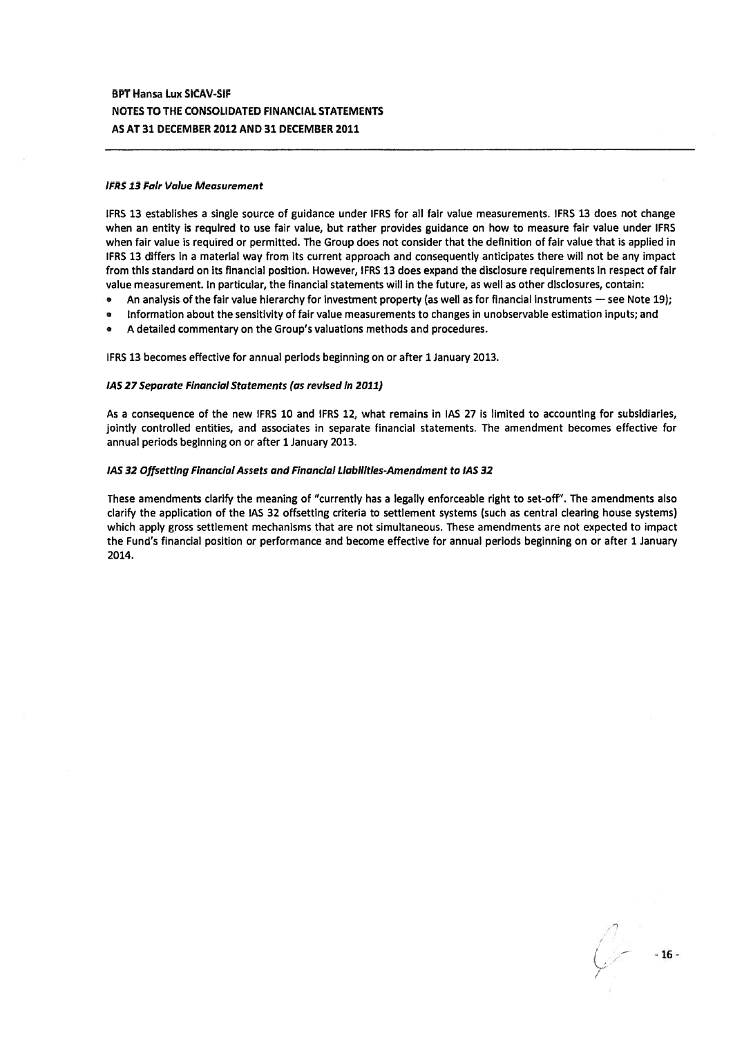### *IFRS 13 Fair Value Measurement*

IFRS 13 establishes a single source of guidance under IFRS for all fair value measurements. IFRS 13 does not change when an entity is required to use fair value, but rather provides guidance on how to measure fair value under IFRS when fair value is required or permitted. The Group does not consider that the definition of fair value that is applied in IFRS 13 differs in a material way from its current approach and consequently anticipates there will not be any impact from this standard on its financial position. However, IFRS 13 does expand the disclosure requirements in respect of fair value measurement. In particular, the financial statements will in the future, as well as other disclosures, contain:

- An analysis of the fair value hierarchy for investment property (as well as for financial instruments — see Note 19);
- Information about the sensitivity of fair value measurements to changes in unobservable estimation inputs; and
- A detailed commentary on the Group's valuations methods and procedures.

IFRS 13 becomes effective for annual periods beginning on or after 1 January 2013.

### *IAS 27 Separate Financial Statements (as revised in 2011)*

As a consequence of the new IFRS 10 and IFRS 12, what remains in IAS 27 is limited to accounting for subsidiaries, jointly controlled entities, and associates in separate financial statements. The amendment becomes effective for annual periods beginning on or after 1 January 2013.

### *IAS 32 Offsetting Financial Assets and Financial Liabilities-Amendment to IAS 32*

These amendments clarify the meaning of "currently has a legally enforceable right to set-off". The amendments also clarify the application of the IAS 32 offsetting criteria to settlement systems (such as central clearing house systems) which apply gross settlement mechanisms that are not simultaneous. These amendments are not expected to impact the Fund's financial position or performance and become effective for annual periods beginning on or after 1 January 2014.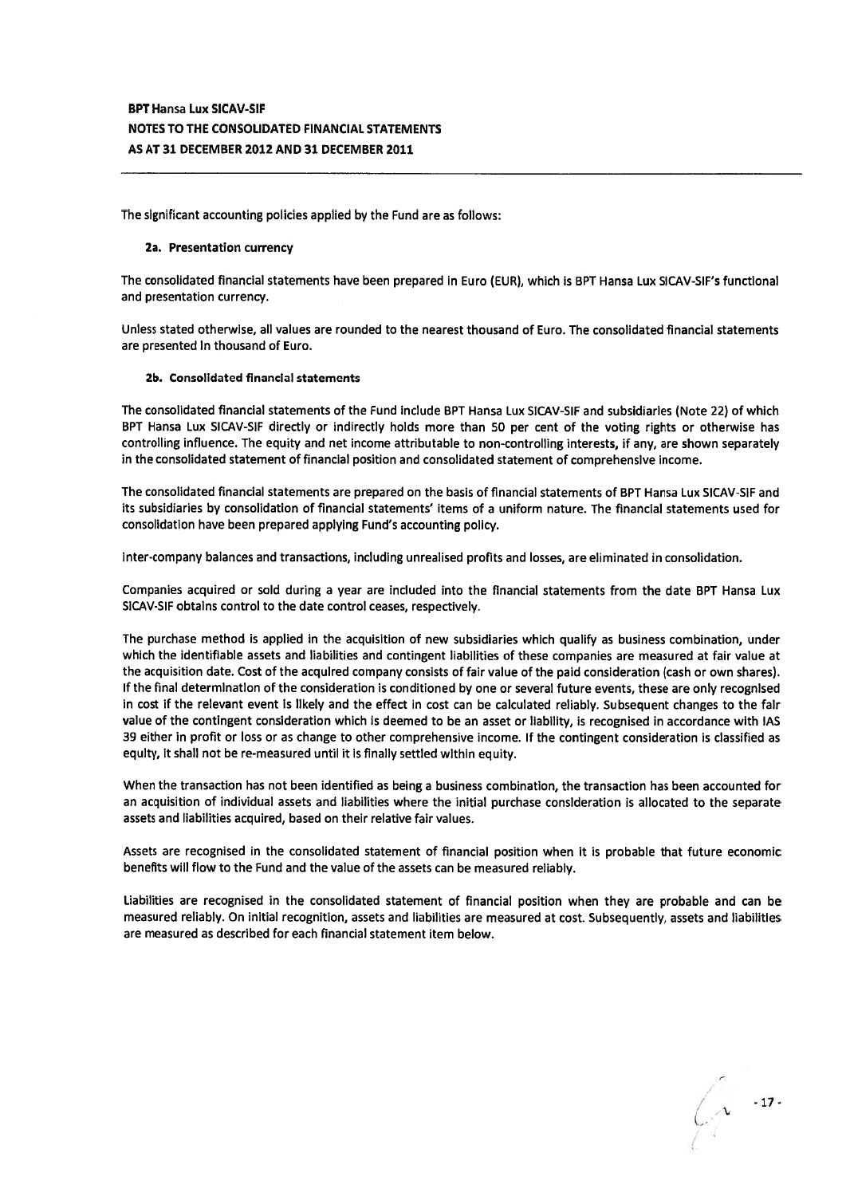The significant accounting policies applied by the Fund are as follows:

### 2a. Presentation currency

The consolidated financial statements have been prepared in Euro (EUR), which is BPT Hansa Lux SICAV-SIF's functional and presentation currency.

Unless stated otherwise, all values are rounded to the nearest thousand of Euro. The consolidated financial statements are presented in thousand of Euro.

### 2b. Consolidated financial statements

The consolidated financial statements of the Fund include BPT Hansa Lux SICAV-SIF and subsidiaries (Note 22) of which BPT Hansa Lux SICAV-SIF directly or indirectly holds more than 50 per cent of the voting rights or otherwise has controlling influence. The equity and net income attributable to non-controlling interests, if any, are shown separately in the consolidated statement of financial position and consolidated statement of comprehensive income.

The consolidated financial statements are prepared on the basis of financial statements of BPT Hansa Lux SICAV-SIF and its subsidiaries by consolidation of financial statements' items of a uniform nature. The financial statements used for consolidation have been prepared applying Fund's accounting policy.

Inter-company balances and transactions, including unrealised profits and losses, are eliminated in consolidation.

Companies acquired or sold during a year are included into the financial statements from the date BPT Hansa Lux SICAV-SIF obtains control to the date control ceases, respectively.

The purchase method is applied in the acquisition of new subsidiaries which qualify as business combination, under which the identifiable assets and liabilities and contingent liabilities of these companies are measured at fair value at the acquisition date. Cost of the acquired company consists of fair value of the paid consideration (cash or own shares). If the final determination of the consideration is conditioned by one or several future events, these are only recognised in cost if the relevant event is likely and the effect in cost can be calculated reliably. Subsequent changes to the fair value of the contingent consideration which is deemed to be an asset or liability, is recognised in accordance with IAS 39 either in profit or loss or as change to other comprehensive income. If the contingent consideration is classified as equity, it shall not be re-measured until it is finally settled within equity.

When the transaction has not been identified as being a business combination, the transaction has been accounted for an acquisition of individual assets and liabilities where the initial purchase consideration is allocated to the separate assets and liabilities acquired, based on their relative fair values.

Assets are recognised in the consolidated statement of financial position when it is probable that future economic benefits will flow to the Fund and the value of the assets can be measured reliably.

Liabilities are recognised in the consolidated statement of financial position when they are probable and can be measured reliably. On initial recognition, assets and liabilities are measured at cost. Subsequently, assets and liabilities are measured as described for each financial statement item below.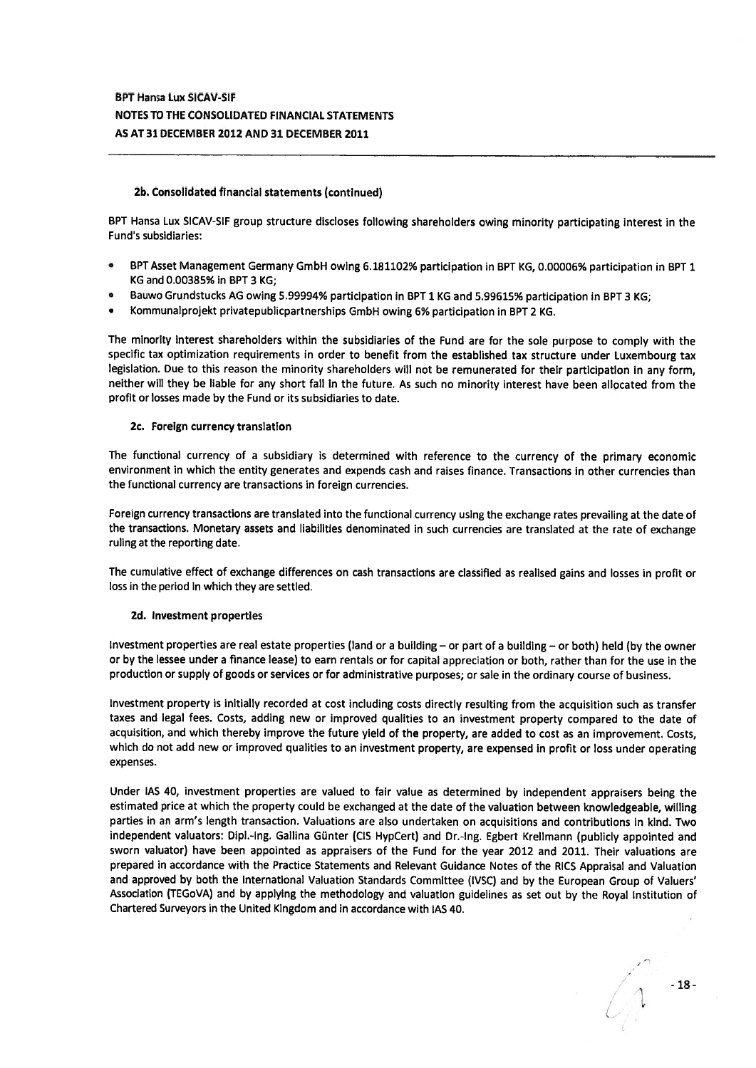#### 2b. Consolidated financial statements (continued)

BPT Hansa Lux SICAV-SIF group structure discloses following shareholders owing minority participating interest in the Fund's subsidiaries:

- BPT Asset Management Germany GmbH owing 6.181102% participation in BPT KG, 0.00006% participation in BPT 1 KG and 0.00385% in BPT 3 KG;
- Bauwo Grundstucks AG owing 5.99994% participation in BPT 1 KG and 5.99615% participation in BPT 3 KG;
- Kommunalprojekt privatepublicpartnerships GmbH owing 6% participation in BPT 2 KG.

The minority interest shareholders within the subsidiaries of the Fund are for the sole purpose to comply with the specific tax optimization requirements in order to benefit from the established tax structure under Luxembourg tax legislation. Due to this reason the minority shareholders will not be remunerated for their participation in any form, neither will they be liable for any short fall in the future. As such no minority interest have been allocated from the profit or losses made by the Fund or its subsidiaries to date.

#### 2c. Foreign currency translation

The functional currency of a subsidiary is determined with reference to the currency of the primary economic environment in which the entity generates and expends cash and raises finance. Transactions in other currencies than the functional currency are transactions in foreign currencies.

Foreign currency transactions are translated into the functional currency using the exchange rates prevailing at the date of the transactions. Monetary assets and liabilities denominated in such currencies are translated at the rate of exchange ruling at the reporting date.

The cumulative effect of exchange differences on cash transactions are classified as realised gains and losses in profit or loss in the period in which they are settled.

#### 2d. Investment properties

Investment properties are real estate properties (land or a building – or part of a building – or both) held (by the owner or by the lessee under a finance lease) to earn rentals or for capital appreciation or both, rather than for the use in the production or supply of goods or services or for administrative purposes; or sale in the ordinary course of business.

Investment property is initially recorded at cost including costs directly resulting from the acquisition such as transfer taxes and legal fees. Costs, adding new or improved qualities to an investment property compared to the date of acquisition, and which thereby improve the future yield of the property, are added to cost as an improvement. Costs, which do not add new or improved qualities to an investment property, are expensed in profit or loss under operating expenses.

Under IAS 40, investment properties are valued to fair value as determined by independent appraisers being the estimated price at which the property could be exchanged at the date of the valuation between knowledgeable, willing parties in an arm's length transaction. Valuations are also undertaken on acquisitions and contributions in kind. Two independent valuators: Dipl.-Ing. Gallina Günter (CIS HypCert) and Dr.-Ing. Egbert Krellmann (publicly appointed and sworn valuator) have been appointed as appraisers of the Fund for the year 2012 and 2011. Their valuations are prepared in accordance with the Practice Statements and Relevant Guidance Notes of the RICS Appraisal and Valuation and approved by both the International Valuation Standards Committee (IVSC) and by the European Group of Valuers' Association (TEGoVA) and by applying the methodology and valuation guidelines as set out by the Royal Institution of Chartered Surveyors in the United Kingdom and in accordance with IAS 40.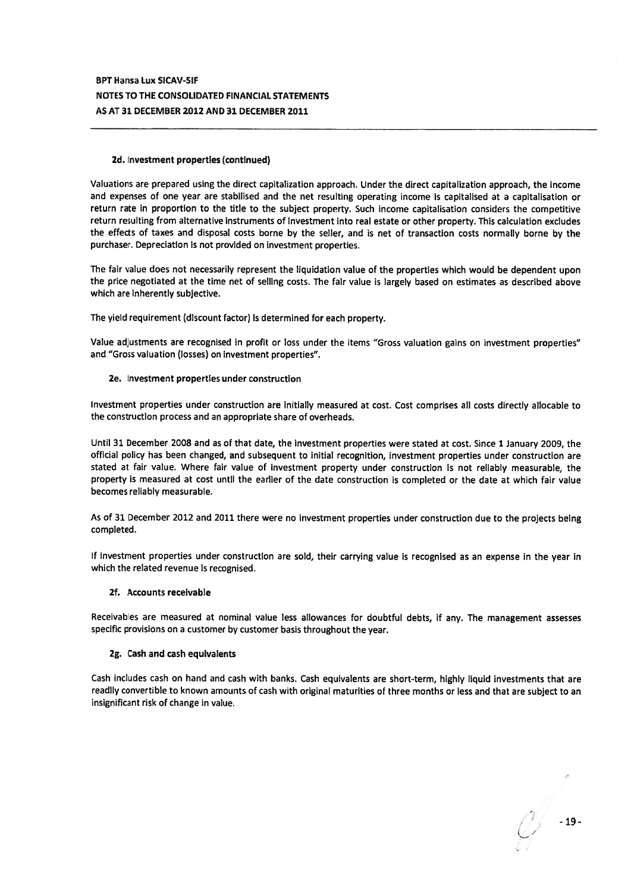#### 2d. Investment properties (continued)

Valuations are prepared using the direct capitalization approach. Under the direct capitalization approach, the income and expenses of one year are stabilised and the net resulting operating income is capitalised at a capitalisation or return rate in proportion to the title to the subject property. Such income capitalisation considers the competitive return resulting from alternative instruments of investment into real estate or other property. This calculation excludes the effects of taxes and disposal costs borne by the seller, and is net of transaction costs normally borne by the purchaser. Depreciation is not provided on investment properties.

The fair value does not necessarily represent the liquidation value of the properties which would be dependent upon the price negotiated at the time net of selling costs. The fair value is largely based on estimates as described above which are inherently subjective.

The yield requirement (discount factor) is determined for each property.

Value adjustments are recognised in profit or loss under the items "Gross valuation gains on investment properties" and "Gross valuation (losses) on investment properties".

#### 2e. Investment properties under construction

Investment properties under construction are initially measured at cost. Cost comprises all costs directly allocable to the construction process and an appropriate share of overheads.

Until 31 December 2008 and as of that date, the investment properties were stated at cost. Since 1 January 2009, the official policy has been changed, and subsequent to initial recognition, investment properties under construction are stated at fair value. Where fair value of investment property under construction is not reliably measurable, the property is measured at cost until the earlier of the date construction is completed or the date at which fair value becomes reliably measurable.

As of 31 December 2012 and 2011 there were no investment properties under construction due to the projects being completed.

If investment properties under construction are sold, their carrying value is recognised as an expense in the year in which the related revenue is recognised.

#### 2f. Accounts receivable

Receivables are measured at nominal value less allowances for doubtful debts, if any. The management assesses specific provisions on a customer by customer basis throughout the year.

#### 2g. Cash and cash equivalents

Cash includes cash on hand and cash with banks. Cash equivalents are short-term, highly liquid investments that are readily convertible to known amounts of cash with original maturities of three months or less and that are subject to an insignificant risk of change in value.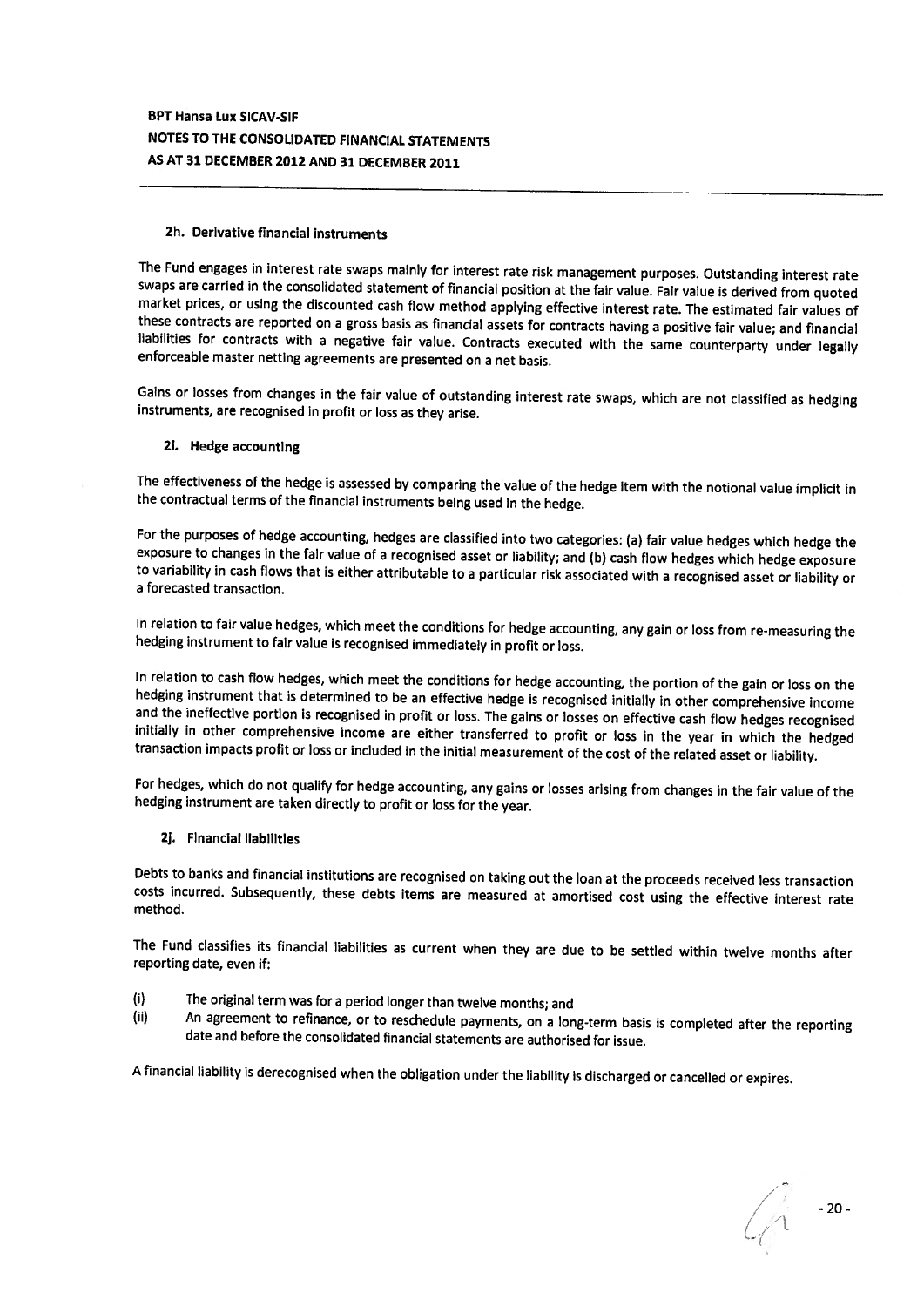BPT Hansa Lux SICAV-SIF
NOTES TO THE CONSOLIDATED FINANCIAL STATEMENTS
AS AT 31 DECEMBER 2012 AND 31 DECEMBER 2011

#### 2h. Derivative financial instruments

The Fund engages in interest rate swaps mainly for interest rate risk management purposes. Outstanding interest rate swaps are carried in the consolidated statement of financial position at the fair value. Fair value is derived from quoted market prices, or using the discounted cash flow method applying effective interest rate. The estimated fair values of these contracts are reported on a gross basis as financial assets for contracts having a positive fair value; and financial liabilities for contracts with a negative fair value. Contracts executed with the same counterparty under legally enforceable master netting agreements are presented on a net basis.

Gains or losses from changes in the fair value of outstanding interest rate swaps, which are not classified as hedging instruments, are recognised in profit or loss as they arise.

#### 2i. Hedge accounting

The effectiveness of the hedge is assessed by comparing the value of the hedge item with the notional value implicit in the contractual terms of the financial instruments being used in the hedge.

For the purposes of hedge accounting, hedges are classified into two categories: (a) fair value hedges which hedge the exposure to changes in the fair value of a recognised asset or liability; and (b) cash flow hedges which hedge exposure to variability in cash flows that is either attributable to a particular risk associated with a recognised asset or liability or a forecasted transaction.

In relation to fair value hedges, which meet the conditions for hedge accounting, any gain or loss from re-measuring the hedging instrument to fair value is recognised immediately in profit or loss.

In relation to cash flow hedges, which meet the conditions for hedge accounting, the portion of the gain or loss on the hedging instrument that is determined to be an effective hedge is recognised initially in other comprehensive income and the ineffective portion is recognised in profit or loss. The gains or losses on effective cash flow hedges recognised initially in other comprehensive income are either transferred to profit or loss in the year in which the hedged transaction impacts profit or loss or included in the initial measurement of the cost of the related asset or liability.

For hedges, which do not qualify for hedge accounting, any gains or losses arising from changes in the fair value of the hedging instrument are taken directly to profit or loss for the year.

#### 2j. Financial liabilities

Debts to banks and financial institutions are recognised on taking out the loan at the proceeds received less transaction costs incurred. Subsequently, these debts items are measured at amortised cost using the effective interest rate method.

The Fund classifies its financial liabilities as current when they are due to be settled within twelve months after reporting date, even if:

(i) The original term was for a period longer than twelve months; and
(ii) An agreement to refinance, or to reschedule payments, on a long-term basis is completed after the reporting date and before the consolidated financial statements are authorised for issue.

A financial liability is derecognised when the obligation under the liability is discharged or cancelled or expires.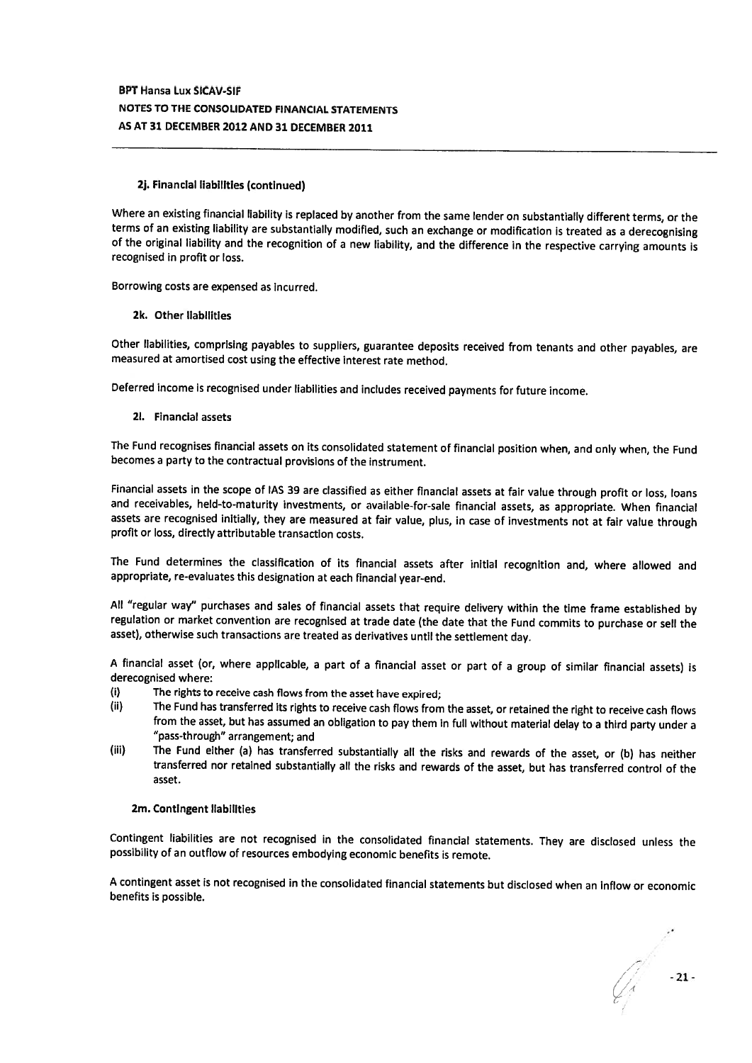#### 2j. Financial liabilities (continued)

Where an existing financial liability is replaced by another from the same lender on substantially different terms, or the terms of an existing liability are substantially modified, such an exchange or modification is treated as a derecognising of the original liability and the recognition of a new liability, and the difference in the respective carrying amounts is recognised in profit or loss.

Borrowing costs are expensed as incurred.

#### 2k. Other liabilities

Other liabilities, comprising payables to suppliers, guarantee deposits received from tenants and other payables, are measured at amortised cost using the effective interest rate method.

Deferred income is recognised under liabilities and includes received payments for future income.

#### 2l. Financial assets

The Fund recognises financial assets on its consolidated statement of financial position when, and only when, the Fund becomes a party to the contractual provisions of the instrument.

Financial assets in the scope of IAS 39 are classified as either financial assets at fair value through profit or loss, loans and receivables, held-to-maturity investments, or available-for-sale financial assets, as appropriate. When financial assets are recognised initially, they are measured at fair value, plus, in case of investments not at fair value through profit or loss, directly attributable transaction costs.

The Fund determines the classification of its financial assets after initial recognition and, where allowed and appropriate, re-evaluates this designation at each financial year-end.

All "regular way" purchases and sales of financial assets that require delivery within the time frame established by regulation or market convention are recognised at trade date (the date that the Fund commits to purchase or sell the asset), otherwise such transactions are treated as derivatives until the settlement day.

A financial asset (or, where applicable, a part of a financial asset or part of a group of similar financial assets) is derecognised where:

(i) The rights to receive cash flows from the asset have expired;

(ii) The Fund has transferred its rights to receive cash flows from the asset, or retained the right to receive cash flows from the asset, but has assumed an obligation to pay them in full without material delay to a third party under a "pass-through" arrangement; and

(iii) The Fund either (a) has transferred substantially all the risks and rewards of the asset, or (b) has neither transferred nor retained substantially all the risks and rewards of the asset, but has transferred control of the asset.

#### 2m. Contingent liabilities

Contingent liabilities are not recognised in the consolidated financial statements. They are disclosed unless the possibility of an outflow of resources embodying economic benefits is remote.

A contingent asset is not recognised in the consolidated financial statements but disclosed when an inflow or economic benefits is possible.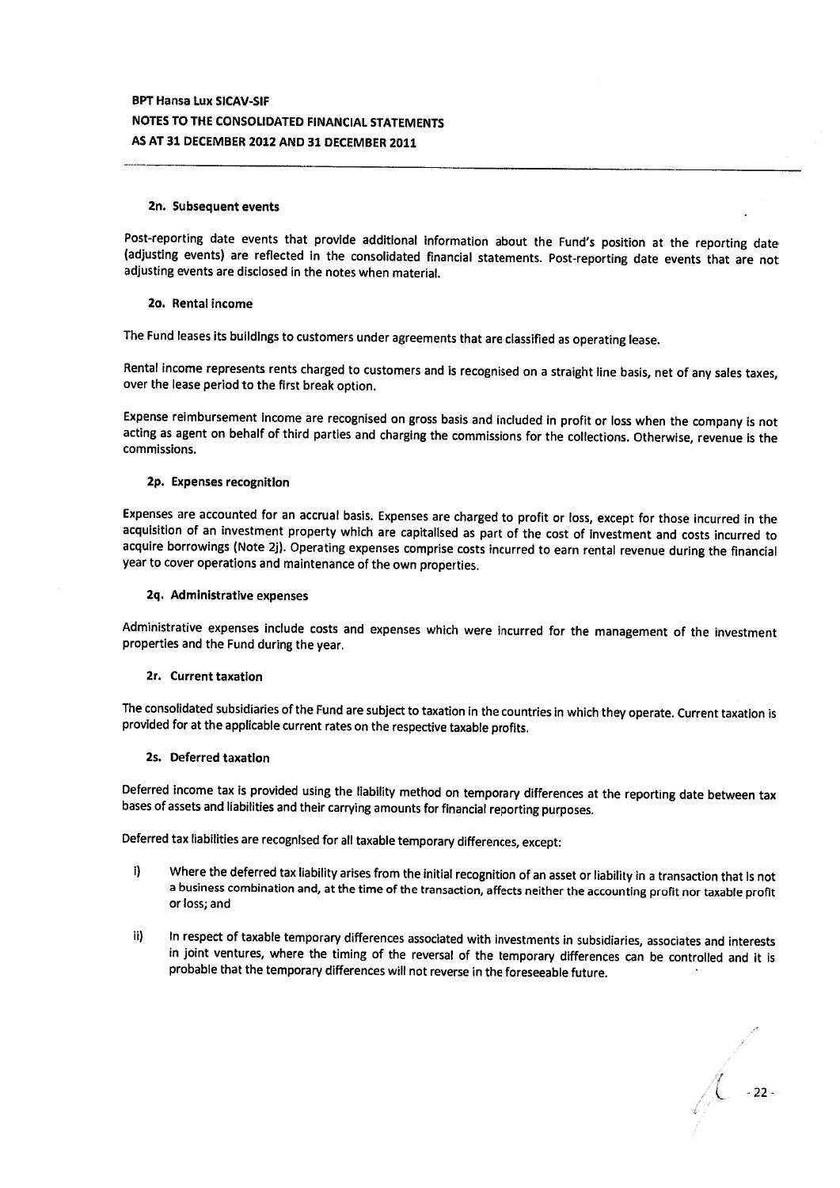#### 2n. Subsequent events

Post-reporting date events that provide additional information about the Fund's position at the reporting date (adjusting events) are reflected in the consolidated financial statements. Post-reporting date events that are not adjusting events are disclosed in the notes when material.

#### 2o. Rental income

The Fund leases its buildings to customers under agreements that are classified as operating lease.

Rental income represents rents charged to customers and is recognised on a straight line basis, net of any sales taxes, over the lease period to the first break option.

Expense reimbursement income are recognised on gross basis and included in profit or loss when the company is not acting as agent on behalf of third parties and charging the commissions for the collections. Otherwise, revenue is the commissions.

#### 2p. Expenses recognition

Expenses are accounted for an accrual basis. Expenses are charged to profit or loss, except for those incurred in the acquisition of an investment property which are capitalised as part of the cost of investment and costs incurred to acquire borrowings (Note 2j). Operating expenses comprise costs incurred to earn rental revenue during the financial year to cover operations and maintenance of the own properties.

#### 2q. Administrative expenses

Administrative expenses include costs and expenses which were incurred for the management of the investment properties and the Fund during the year.

#### 2r. Current taxation

The consolidated subsidiaries of the Fund are subject to taxation in the countries in which they operate. Current taxation is provided for at the applicable current rates on the respective taxable profits.

#### 2s. Deferred taxation

Deferred income tax is provided using the liability method on temporary differences at the reporting date between tax bases of assets and liabilities and their carrying amounts for financial reporting purposes.

Deferred tax liabilities are recognised for all taxable temporary differences, except:

i) Where the deferred tax liability arises from the initial recognition of an asset or liability in a transaction that is not a business combination and, at the time of the transaction, affects neither the accounting profit nor taxable profit or loss; and

ii) In respect of taxable temporary differences associated with investments in subsidiaries, associates and interests in joint ventures, where the timing of the reversal of the temporary differences can be controlled and it is probable that the temporary differences will not reverse in the foreseeable future.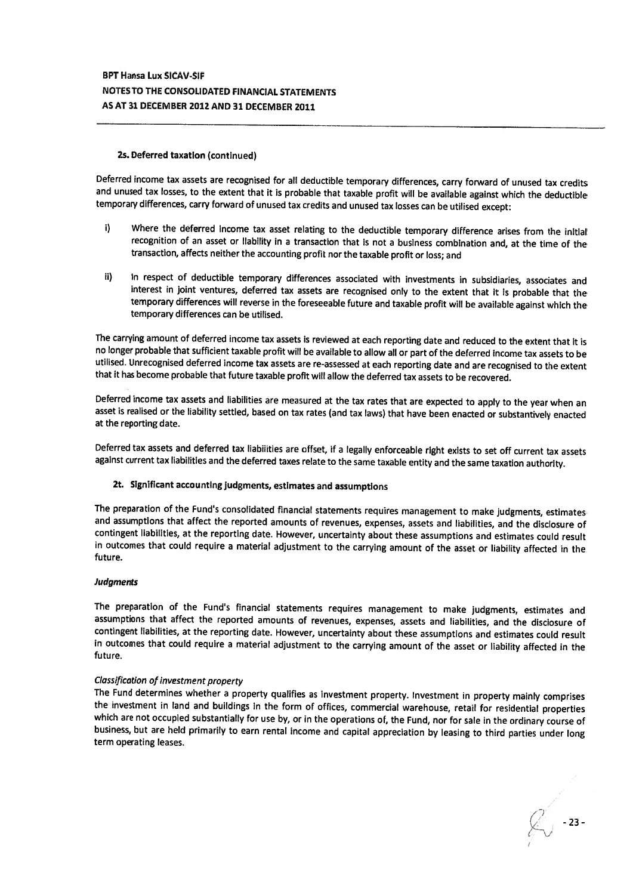#### 2s. Deferred taxation (continued)

Deferred income tax assets are recognised for all deductible temporary differences, carry forward of unused tax credits and unused tax losses, to the extent that it is probable that taxable profit will be available against which the deductible temporary differences, carry forward of unused tax credits and unused tax losses can be utilised except:

i) Where the deferred income tax asset relating to the deductible temporary difference arises from the initial recognition of an asset or liability in a transaction that is not a business combination and, at the time of the transaction, affects neither the accounting profit nor the taxable profit or loss; and

ii) In respect of deductible temporary differences associated with investments in subsidiaries, associates and interest in joint ventures, deferred tax assets are recognised only to the extent that it is probable that the temporary differences will reverse in the foreseeable future and taxable profit will be available against which the temporary differences can be utilised.

The carrying amount of deferred income tax assets is reviewed at each reporting date and reduced to the extent that it is no longer probable that sufficient taxable profit will be available to allow all or part of the deferred income tax assets to be utilised. Unrecognised deferred income tax assets are re-assessed at each reporting date and are recognised to the extent that it has become probable that future taxable profit will allow the deferred tax assets to be recovered.

Deferred income tax assets and liabilities are measured at the tax rates that are expected to apply to the year when an asset is realised or the liability settled, based on tax rates (and tax laws) that have been enacted or substantively enacted at the reporting date.

Deferred tax assets and deferred tax liabilities are offset, if a legally enforceable right exists to set off current tax assets against current tax liabilities and the deferred taxes relate to the same taxable entity and the same taxation authority.

#### 2t. Significant accounting judgments, estimates and assumptions

The preparation of the Fund's consolidated financial statements requires management to make judgments, estimates and assumptions that affect the reported amounts of revenues, expenses, assets and liabilities, and the disclosure of contingent liabilities, at the reporting date. However, uncertainty about these assumptions and estimates could result in outcomes that could require a material adjustment to the carrying amount of the asset or liability affected in the future.

***Judgments***

The preparation of the Fund's financial statements requires management to make judgments, estimates and assumptions that affect the reported amounts of revenues, expenses, assets and liabilities, and the disclosure of contingent liabilities, at the reporting date. However, uncertainty about these assumptions and estimates could result in outcomes that could require a material adjustment to the carrying amount of the asset or liability affected in the future.

*Classification of investment property*

The Fund determines whether a property qualifies as investment property. Investment in property mainly comprises the investment in land and buildings in the form of offices, commercial warehouse, retail for residential properties which are not occupied substantially for use by, or in the operations of, the Fund, nor for sale in the ordinary course of business, but are held primarily to earn rental income and capital appreciation by leasing to third parties under long term operating leases.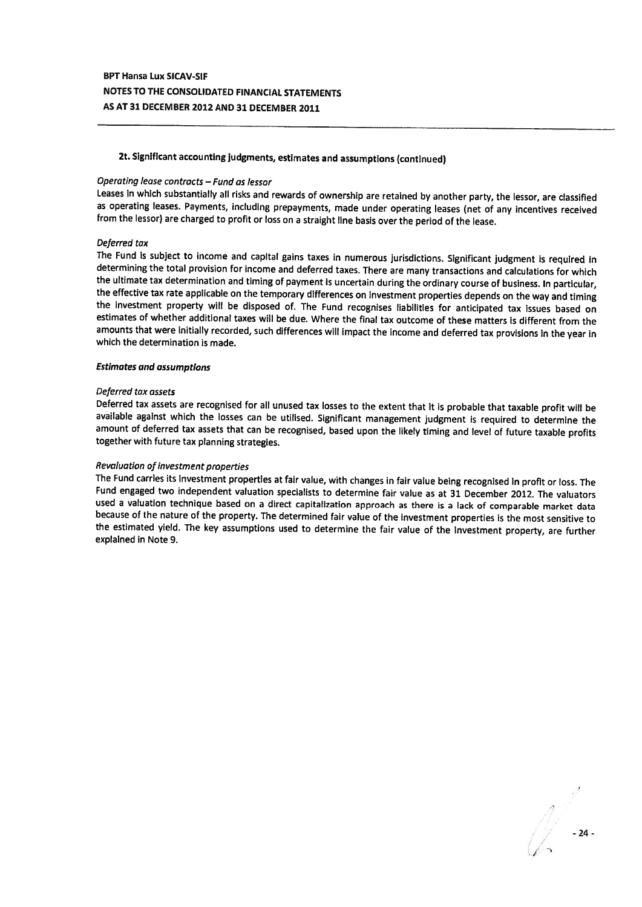BPT Hansa Lux SICAV-SIF
NOTES TO THE CONSOLIDATED FINANCIAL STATEMENTS
AS AT 31 DECEMBER 2012 AND 31 DECEMBER 2011

## 2t. Significant accounting judgments, estimates and assumptions (continued)

*Operating lease contracts – Fund as lessor*
Leases in which substantially all risks and rewards of ownership are retained by another party, the lessor, are classified as operating leases. Payments, including prepayments, made under operating leases (net of any incentives received from the lessor) are charged to profit or loss on a straight line basis over the period of the lease.

*Deferred tax*
The Fund is subject to income and capital gains taxes in numerous jurisdictions. Significant judgment is required in determining the total provision for income and deferred taxes. There are many transactions and calculations for which the ultimate tax determination and timing of payment is uncertain during the ordinary course of business. In particular, the effective tax rate applicable on the temporary differences on investment properties depends on the way and timing the investment property will be disposed of. The Fund recognises liabilities for anticipated tax issues based on estimates of whether additional taxes will be due. Where the final tax outcome of these matters is different from the amounts that were initially recorded, such differences will impact the income and deferred tax provisions in the year in which the determination is made.

***Estimates and assumptions***

*Deferred tax assets*
Deferred tax assets are recognised for all unused tax losses to the extent that it is probable that taxable profit will be available against which the losses can be utilised. Significant management judgment is required to determine the amount of deferred tax assets that can be recognised, based upon the likely timing and level of future taxable profits together with future tax planning strategies.

*Revaluation of investment properties*
The Fund carries its investment properties at fair value, with changes in fair value being recognised in profit or loss. The Fund engaged two independent valuation specialists to determine fair value as at 31 December 2012. The valuators used a valuation technique based on a direct capitalization approach as there is a lack of comparable market data because of the nature of the property. The determined fair value of the investment properties is the most sensitive to the estimated yield. The key assumptions used to determine the fair value of the investment property, are further explained in Note 9.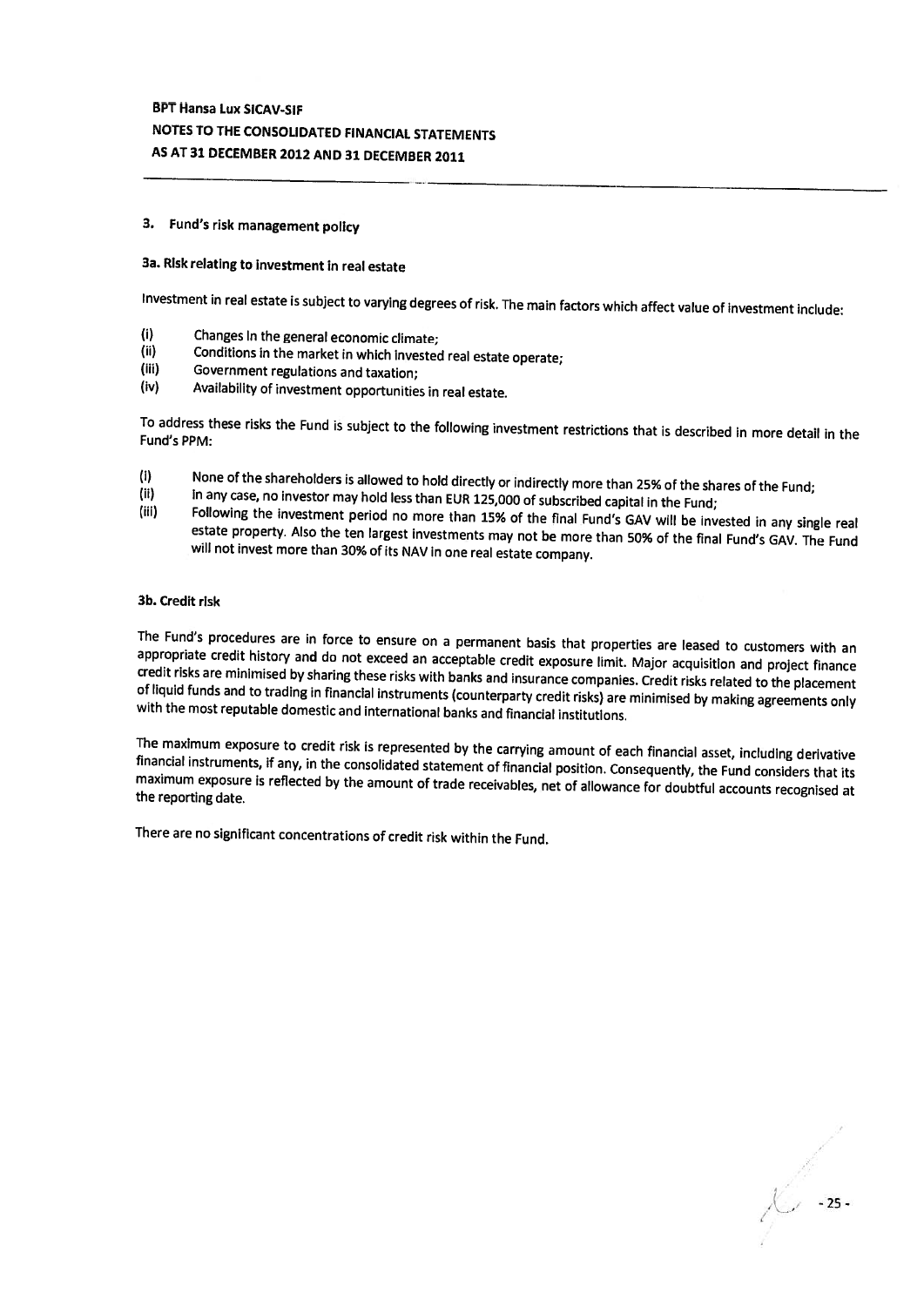## 3. Fund's risk management policy

### 3a. Risk relating to investment in real estate

Investment in real estate is subject to varying degrees of risk. The main factors which affect value of investment include:

(i) Changes in the general economic climate;
(ii) Conditions in the market in which invested real estate operate;
(iii) Government regulations and taxation;
(iv) Availability of investment opportunities in real estate.

To address these risks the Fund is subject to the following investment restrictions that is described in more detail in the Fund's PPM:

(i) None of the shareholders is allowed to hold directly or indirectly more than 25% of the shares of the Fund;
(ii) In any case, no investor may hold less than EUR 125,000 of subscribed capital in the Fund;
(iii) Following the investment period no more than 15% of the final Fund's GAV will be invested in any single real estate property. Also the ten largest investments may not be more than 50% of the final Fund's GAV. The Fund will not invest more than 30% of its NAV in one real estate company.

### 3b. Credit risk

The Fund's procedures are in force to ensure on a permanent basis that properties are leased to customers with an appropriate credit history and do not exceed an acceptable credit exposure limit. Major acquisition and project finance credit risks are minimised by sharing these risks with banks and insurance companies. Credit risks related to the placement of liquid funds and to trading in financial instruments (counterparty credit risks) are minimised by making agreements only with the most reputable domestic and international banks and financial institutions.

The maximum exposure to credit risk is represented by the carrying amount of each financial asset, including derivative financial instruments, if any, in the consolidated statement of financial position. Consequently, the Fund considers that its maximum exposure is reflected by the amount of trade receivables, net of allowance for doubtful accounts recognised at the reporting date.

There are no significant concentrations of credit risk within the Fund.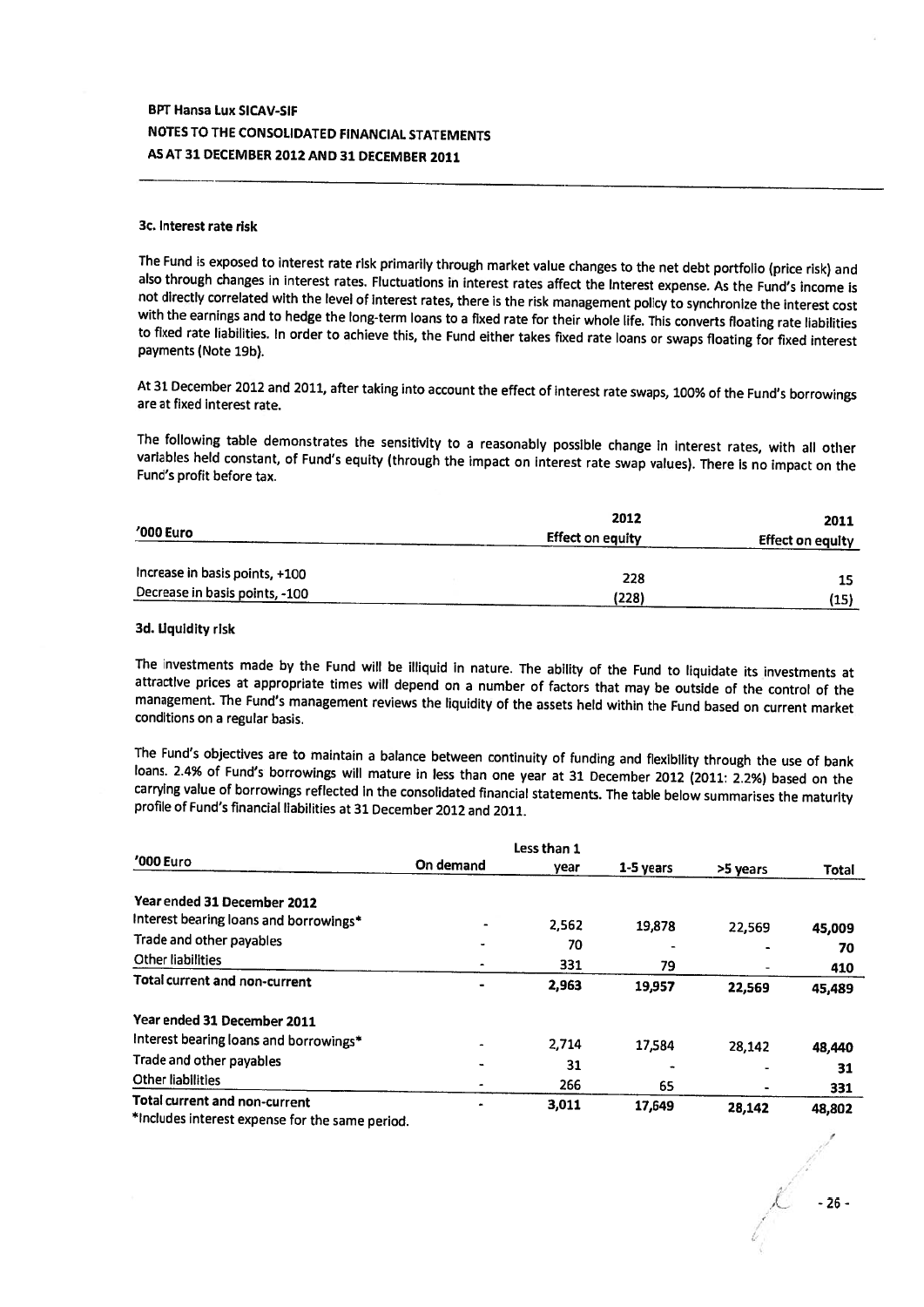### 3c. Interest rate risk

The Fund is exposed to interest rate risk primarily through market value changes to the net debt portfolio (price risk) and also through changes in interest rates. Fluctuations in interest rates affect the interest expense. As the Fund's income is not directly correlated with the level of interest rates, there is the risk management policy to synchronize the interest cost with the earnings and to hedge the long-term loans to a fixed rate for their whole life. This converts floating rate liabilities to fixed rate liabilities. In order to achieve this, the Fund either takes fixed rate loans or swaps floating for fixed interest payments (Note 19b).

At 31 December 2012 and 2011, after taking into account the effect of interest rate swaps, 100% of the Fund's borrowings are at fixed interest rate.

The following table demonstrates the sensitivity to a reasonably possible change in interest rates, with all other variables held constant, of Fund's equity (through the impact on interest rate swap values). There is no impact on the Fund's profit before tax.

| '000 Euro | 2012 Effect on equity | 2011 Effect on equity |
|---|---|---|
| Increase in basis points, +100 | 228 | 15 |
| Decrease in basis points, -100 | (228) | (15) |

### 3d. Liquidity risk

The investments made by the Fund will be illiquid in nature. The ability of the Fund to liquidate its investments at attractive prices at appropriate times will depend on a number of factors that may be outside of the control of the management. The Fund's management reviews the liquidity of the assets held within the Fund based on current market conditions on a regular basis.

The Fund's objectives are to maintain a balance between continuity of funding and flexibility through the use of bank loans. 2.4% of Fund's borrowings will mature in less than one year at 31 December 2012 (2011: 2.2%) based on the carrying value of borrowings reflected in the consolidated financial statements. The table below summarises the maturity profile of Fund's financial liabilities at 31 December 2012 and 2011.

| '000 Euro | On demand | Less than 1 year | 1-5 years | >5 years | Total |
|---|---|---|---|---|---|
| **Year ended 31 December 2012** | | | | | |
| Interest bearing loans and borrowings* | - | 2,562 | 19,878 | 22,569 | 45,009 |
| Trade and other payables | - | 70 | - | - | 70 |
| Other liabilities | - | 331 | 79 | - | 410 |
| **Total current and non-current** | - | **2,963** | **19,957** | **22,569** | **45,489** |
| **Year ended 31 December 2011** | | | | | |
| Interest bearing loans and borrowings* | - | 2,714 | 17,584 | 28,142 | 48,440 |
| Trade and other payables | - | 31 | - | - | 31 |
| Other liabilities | - | 266 | 65 | - | 331 |
| **Total current and non-current** | - | **3,011** | **17,649** | **28,142** | **48,802** |

*Includes interest expense for the same period.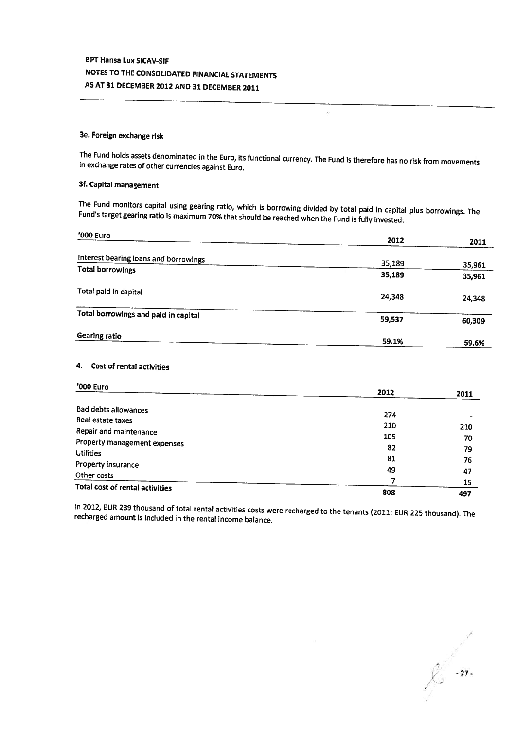BPT Hansa Lux SICAV-SIF
NOTES TO THE CONSOLIDATED FINANCIAL STATEMENTS
AS AT 31 DECEMBER 2012 AND 31 DECEMBER 2011

### 3e. Foreign exchange risk

The Fund holds assets denominated in the Euro, its functional currency. The Fund is therefore has no risk from movements in exchange rates of other currencies against Euro.

### 3f. Capital management

The Fund monitors capital using gearing ratio, which is borrowing divided by total paid in capital plus borrowings. The Fund's target gearing ratio is maximum 70% that should be reached when the Fund is fully invested.

| '000 Euro | 2012 | 2011 |
|---|---|---|
| Interest bearing loans and borrowings | 35,189 | 35,961 |
| **Total borrowings** | **35,189** | **35,961** |
| Total paid in capital | 24,348 | 24,348 |
| **Total borrowings and paid in capital** | **59,537** | **60,309** |
| **Gearing ratio** | **59.1%** | **59.6%** |

## 4. Cost of rental activities

| '000 Euro | 2012 | 2011 |
|---|---|---|
| Bad debts allowances | 274 | - |
| Real estate taxes | 210 | 210 |
| Repair and maintenance | 105 | 70 |
| Property management expenses | 82 | 79 |
| Utilities | 81 | 76 |
| Property insurance | 49 | 47 |
| Other costs | 7 | 15 |
| **Total cost of rental activities** | **808** | **497** |

In 2012, EUR 239 thousand of total rental activities costs were recharged to the tenants (2011: EUR 225 thousand). The recharged amount is included in the rental income balance.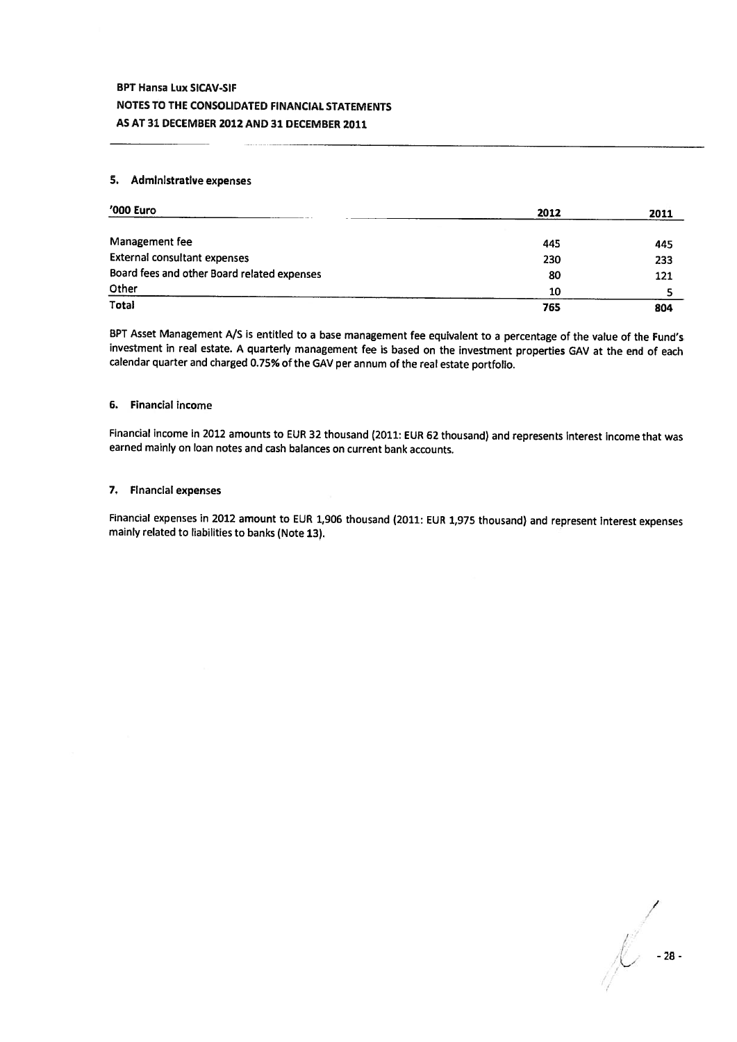**BPT Hansa Lux SICAV-SIF**
**NOTES TO THE CONSOLIDATED FINANCIAL STATEMENTS**
**AS AT 31 DECEMBER 2012 AND 31 DECEMBER 2011**

### 5. Administrative expenses

| '000 Euro | 2012 | 2011 |
|---|---|---|
| Management fee | 445 | 445 |
| External consultant expenses | 230 | 233 |
| Board fees and other Board related expenses | 80 | 121 |
| Other | 10 | 5 |
| **Total** | **765** | **804** |

BPT Asset Management A/S is entitled to a base management fee equivalent to a percentage of the value of the Fund's investment in real estate. A quarterly management fee is based on the investment properties GAV at the end of each calendar quarter and charged 0.75% of the GAV per annum of the real estate portfolio.

### 6. Financial income

Financial income in 2012 amounts to EUR 32 thousand (2011: EUR 62 thousand) and represents interest income that was earned mainly on loan notes and cash balances on current bank accounts.

### 7. Financial expenses

Financial expenses in 2012 amount to EUR 1,906 thousand (2011: EUR 1,975 thousand) and represent interest expenses mainly related to liabilities to banks (Note 13).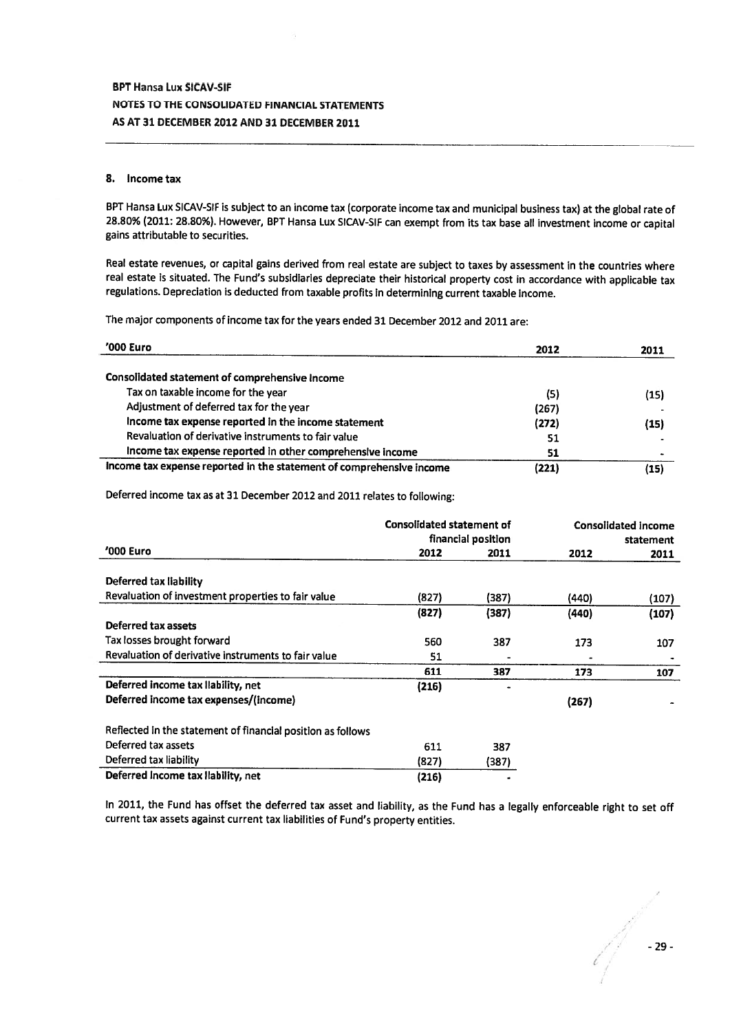**BPT Hansa Lux SICAV-SIF**
**NOTES TO THE CONSOLIDATED FINANCIAL STATEMENTS**
**AS AT 31 DECEMBER 2012 AND 31 DECEMBER 2011**

## 8. Income tax

BPT Hansa Lux SICAV-SIF is subject to an income tax (corporate income tax and municipal business tax) at the global rate of 28.80% (2011: 28.80%). However, BPT Hansa Lux SICAV-SIF can exempt from its tax base all investment income or capital gains attributable to securities.

Real estate revenues, or capital gains derived from real estate are subject to taxes by assessment in the countries where real estate is situated. The Fund's subsidiaries depreciate their historical property cost in accordance with applicable tax regulations. Depreciation is deducted from taxable profits in determining current taxable income.

The major components of income tax for the years ended 31 December 2012 and 2011 are:

| '000 Euro | 2012 | 2011 |
|---|---|---|
| **Consolidated statement of comprehensive income** | | |
| Tax on taxable income for the year | (5) | (15) |
| Adjustment of deferred tax for the year | (267) | - |
| **Income tax expense reported in the income statement** | **(272)** | **(15)** |
| Revaluation of derivative instruments to fair value | 51 | - |
| **Income tax expense reported in other comprehensive income** | **51** | **-** |
| **Income tax expense reported in the statement of comprehensive income** | **(221)** | **(15)** |

Deferred income tax as at 31 December 2012 and 2011 relates to following:

| | Consolidated statement of financial position | | Consolidated income statement | |
|---|---|---|---|---|
| '000 Euro | 2012 | 2011 | 2012 | 2011 |
| **Deferred tax liability** | | | | |
| Revaluation of investment properties to fair value | (827) | (387) | (440) | (107) |
| | **(827)** | **(387)** | **(440)** | **(107)** |
| **Deferred tax assets** | | | | |
| Tax losses brought forward | 560 | 387 | 173 | 107 |
| Revaluation of derivative instruments to fair value | 51 | - | - | - |
| | **611** | **387** | **173** | **107** |
| **Deferred income tax liability, net** | **(216)** | **-** | | |
| **Deferred income tax expenses/(income)** | | | **(267)** | **-** |
| Reflected in the statement of financial position as follows | | | | |
| Deferred tax assets | 611 | 387 | | |
| Deferred tax liability | (827) | (387) | | |
| **Deferred income tax liability, net** | **(216)** | **-** | | |

In 2011, the Fund has offset the deferred tax asset and liability, as the Fund has a legally enforceable right to set off current tax assets against current tax liabilities of Fund's property entities.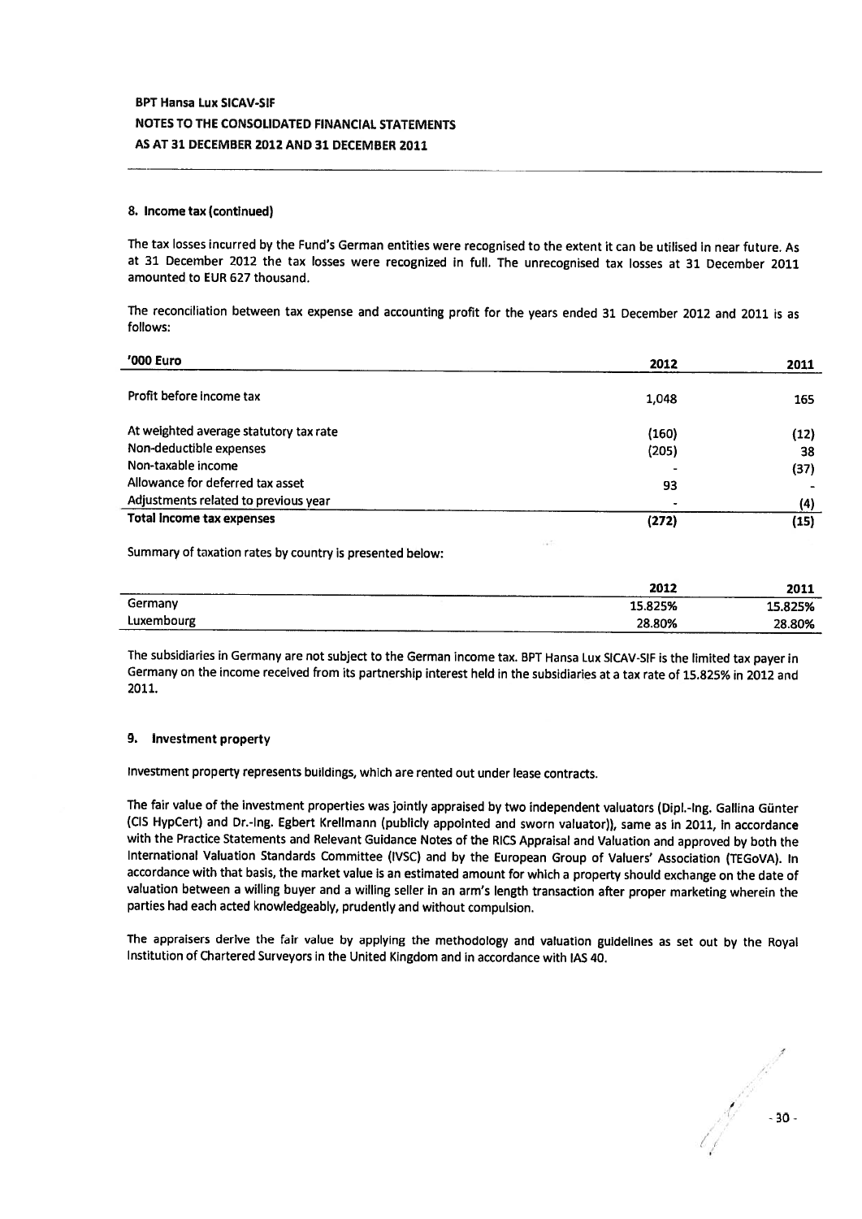## 8. Income tax (continued)

The tax losses incurred by the Fund's German entities were recognised to the extent it can be utilised in near future. As at 31 December 2012 the tax losses were recognized in full. The unrecognised tax losses at 31 December 2011 amounted to EUR 627 thousand.

The reconciliation between tax expense and accounting profit for the years ended 31 December 2012 and 2011 is as follows:

| '000 Euro | 2012 | 2011 |
|---|---|---|
| Profit before income tax | 1,048 | 165 |
| At weighted average statutory tax rate | (160) | (12) |
| Non-deductible expenses | (205) | 38 |
| Non-taxable income | - | (37) |
| Allowance for deferred tax asset | 93 | - |
| Adjustments related to previous year | - | (4) |
| **Total income tax expenses** | **(272)** | **(15)** |

Summary of taxation rates by country is presented below:

| | 2012 | 2011 |
|---|---|---|
| Germany | 15.825% | 15.825% |
| Luxembourg | 28.80% | 28.80% |

The subsidiaries in Germany are not subject to the German income tax. BPT Hansa Lux SICAV-SIF is the limited tax payer in Germany on the income received from its partnership interest held in the subsidiaries at a tax rate of 15.825% in 2012 and 2011.

## 9. Investment property

Investment property represents buildings, which are rented out under lease contracts.

The fair value of the investment properties was jointly appraised by two independent valuators (Dipl.-Ing. Gallina Günter (CIS HypCert) and Dr.-Ing. Egbert Krellmann (publicly appointed and sworn valuator)), same as in 2011, in accordance with the Practice Statements and Relevant Guidance Notes of the RICS Appraisal and Valuation and approved by both the International Valuation Standards Committee (IVSC) and by the European Group of Valuers' Association (TEGoVA). In accordance with that basis, the market value is an estimated amount for which a property should exchange on the date of valuation between a willing buyer and a willing seller in an arm's length transaction after proper marketing wherein the parties had each acted knowledgeably, prudently and without compulsion.

The appraisers derive the fair value by applying the methodology and valuation guidelines as set out by the Royal Institution of Chartered Surveyors in the United Kingdom and in accordance with IAS 40.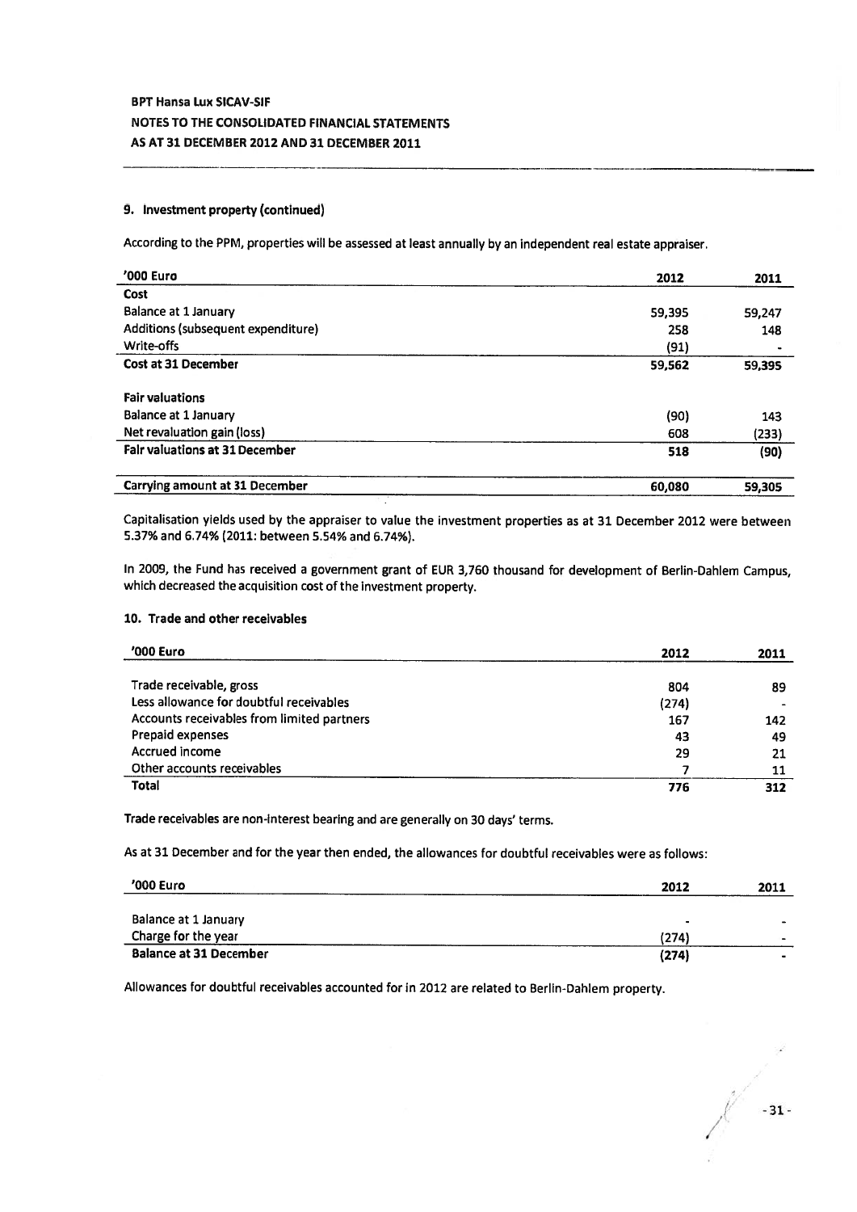## 9. Investment property (continued)

According to the PPM, properties will be assessed at least annually by an independent real estate appraiser.

| '000 Euro | 2012 | 2011 |
|---|---|---|
| **Cost** | | |
| Balance at 1 January | 59,395 | 59,247 |
| Additions (subsequent expenditure) | 258 | 148 |
| Write-offs | (91) | - |
| **Cost at 31 December** | **59,562** | **59,395** |
| | | |
| **Fair valuations** | | |
| Balance at 1 January | (90) | 143 |
| Net revaluation gain (loss) | 608 | (233) |
| **Fair valuations at 31 December** | **518** | **(90)** |
| | | |
| **Carrying amount at 31 December** | **60,080** | **59,305** |

Capitalisation yields used by the appraiser to value the investment properties as at 31 December 2012 were between 5.37% and 6.74% (2011: between 5.54% and 6.74%).

In 2009, the Fund has received a government grant of EUR 3,760 thousand for development of Berlin-Dahlem Campus, which decreased the acquisition cost of the investment property.

## 10. Trade and other receivables

| '000 Euro | 2012 | 2011 |
|---|---|---|
| Trade receivable, gross | 804 | 89 |
| Less allowance for doubtful receivables | (274) | - |
| Accounts receivables from limited partners | 167 | 142 |
| Prepaid expenses | 43 | 49 |
| Accrued income | 29 | 21 |
| Other accounts receivables | 7 | 11 |
| **Total** | **776** | **312** |

Trade receivables are non-interest bearing and are generally on 30 days' terms.

As at 31 December and for the year then ended, the allowances for doubtful receivables were as follows:

| '000 Euro | 2012 | 2011 |
|---|---|---|
| Balance at 1 January | - | - |
| Charge for the year | (274) | - |
| **Balance at 31 December** | **(274)** | **-** |

Allowances for doubtful receivables accounted for in 2012 are related to Berlin-Dahlem property.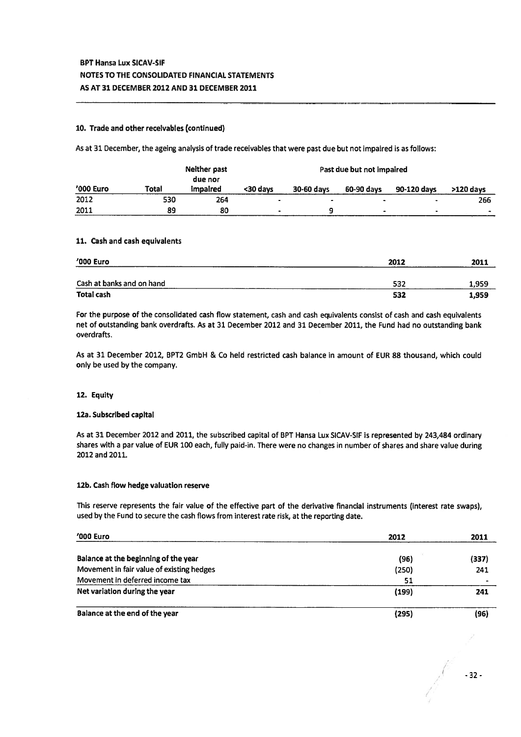## 10. Trade and other receivables (continued)

As at 31 December, the ageing analysis of trade receivables that were past due but not impaired is as follows:

| '000 Euro | Total | Neither past due nor impaired | Past due but not impaired | | | | |
|---|---|---|---|---|---|---|---|
| | | | <30 days | 30-60 days | 60-90 days | 90-120 days | >120 days |
| 2012 | 530 | 264 | - | - | - | - | 266 |
| 2011 | 89 | 80 | - | 9 | - | - | - |

## 11. Cash and cash equivalents

| '000 Euro | 2012 | 2011 |
|---|---|---|
| Cash at banks and on hand | 532 | 1,959 |
| **Total cash** | **532** | **1,959** |

For the purpose of the consolidated cash flow statement, cash and cash equivalents consist of cash and cash equivalents net of outstanding bank overdrafts. As at 31 December 2012 and 31 December 2011, the Fund had no outstanding bank overdrafts.

As at 31 December 2012, BPT2 GmbH & Co held restricted cash balance in amount of EUR 88 thousand, which could only be used by the company.

## 12. Equity

### 12a. Subscribed capital

As at 31 December 2012 and 2011, the subscribed capital of BPT Hansa Lux SICAV-SIF is represented by 243,484 ordinary shares with a par value of EUR 100 each, fully paid-in. There were no changes in number of shares and share value during 2012 and 2011.

### 12b. Cash flow hedge valuation reserve

This reserve represents the fair value of the effective part of the derivative financial instruments (interest rate swaps), used by the Fund to secure the cash flows from interest rate risk, at the reporting date.

| '000 Euro | 2012 | 2011 |
|---|---|---|
| **Balance at the beginning of the year** | (96) | (337) |
| Movement in fair value of existing hedges | (250) | 241 |
| Movement in deferred income tax | 51 | - |
| **Net variation during the year** | **(199)** | **241** |
| **Balance at the end of the year** | **(295)** | **(96)** |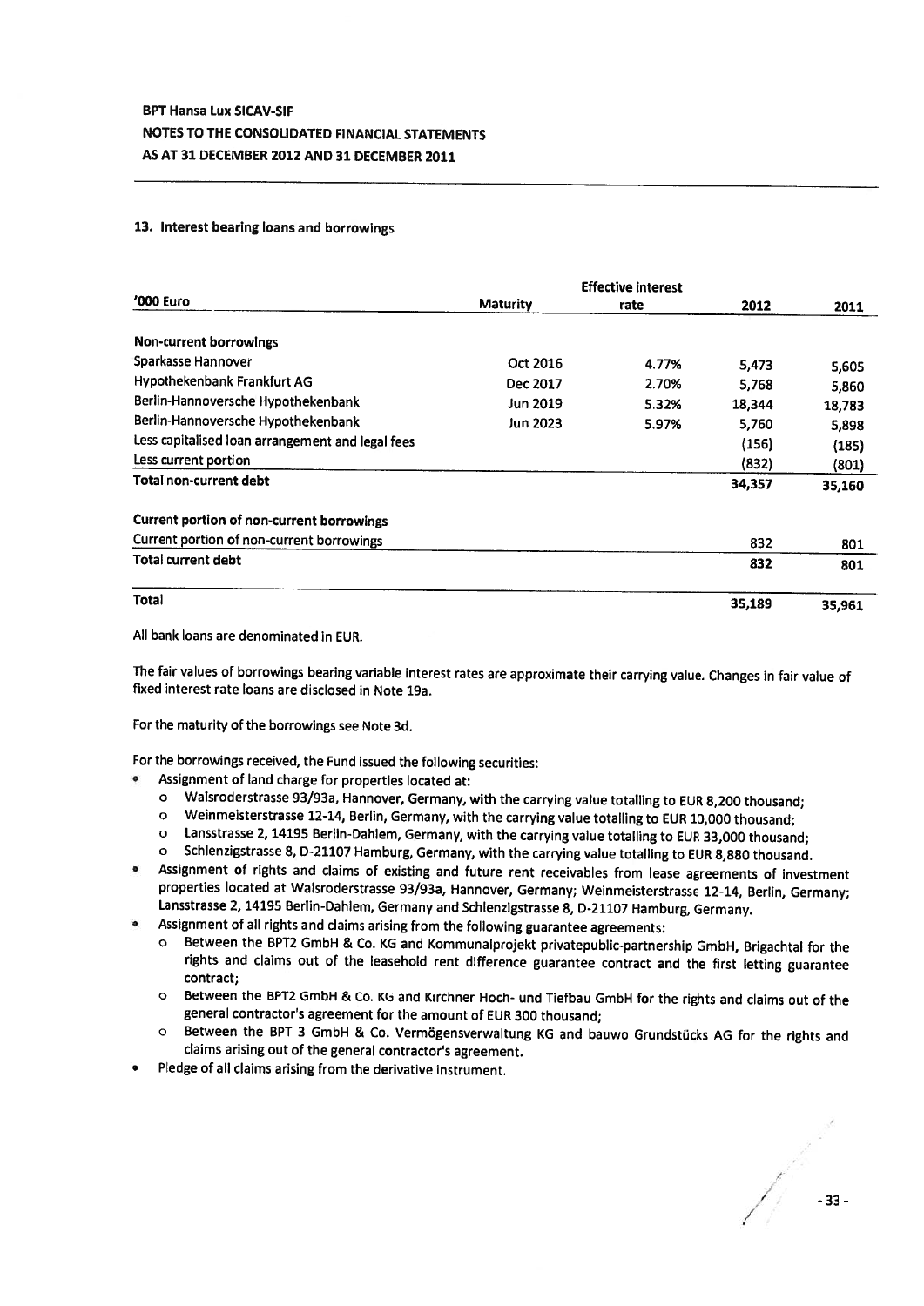### 13. Interest bearing loans and borrowings

| '000 Euro | Maturity | Effective interest rate | 2012 | 2011 |
|---|---|---|---|---|
| **Non-current borrowings** | | | | |
| Sparkasse Hannover | Oct 2016 | 4.77% | 5,473 | 5,605 |
| Hypothekenbank Frankfurt AG | Dec 2017 | 2.70% | 5,768 | 5,860 |
| Berlin-Hannoversche Hypothekenbank | Jun 2019 | 5.32% | 18,344 | 18,783 |
| Berlin-Hannoversche Hypothekenbank | Jun 2023 | 5.97% | 5,760 | 5,898 |
| Less capitalised loan arrangement and legal fees | | | (156) | (185) |
| Less current portion | | | (832) | (801) |
| **Total non-current debt** | | | **34,357** | **35,160** |
| **Current portion of non-current borrowings** | | | | |
| Current portion of non-current borrowings | | | 832 | 801 |
| **Total current debt** | | | **832** | **801** |
| **Total** | | | **35,189** | **35,961** |

All bank loans are denominated in EUR.

The fair values of borrowings bearing variable interest rates are approximate their carrying value. Changes in fair value of fixed interest rate loans are disclosed in Note 19a.

For the maturity of the borrowings see Note 3d.

For the borrowings received, the Fund issued the following securities:

- Assignment of land charge for properties located at:
  - Walsroderstrasse 93/93a, Hannover, Germany, with the carrying value totalling to EUR 8,200 thousand;
  - Weinmeisterstrasse 12-14, Berlin, Germany, with the carrying value totalling to EUR 10,000 thousand;
  - Lansstrasse 2, 14195 Berlin-Dahlem, Germany, with the carrying value totalling to EUR 33,000 thousand;
  - Schlenzigstrasse 8, D-21107 Hamburg, Germany, with the carrying value totalling to EUR 8,880 thousand.
- Assignment of rights and claims of existing and future rent receivables from lease agreements of investment properties located at Walsroderstrasse 93/93a, Hannover, Germany; Weinmeisterstrasse 12-14, Berlin, Germany; Lansstrasse 2, 14195 Berlin-Dahlem, Germany and Schlenzigstrasse 8, D-21107 Hamburg, Germany.
- Assignment of all rights and claims arising from the following guarantee agreements:
  - Between the BPT2 GmbH & Co. KG and Kommunalprojekt privatepublic-partnership GmbH, Brigachtal for the rights and claims out of the leasehold rent difference guarantee contract and the first letting guarantee contract;
  - Between the BPT2 GmbH & Co. KG and Kirchner Hoch- und Tiefbau GmbH for the rights and claims out of the general contractor's agreement for the amount of EUR 300 thousand;
  - Between the BPT 3 GmbH & Co. Vermögensverwaltung KG and bauwo Grundstücks AG for the rights and claims arising out of the general contractor's agreement.
- Pledge of all claims arising from the derivative instrument.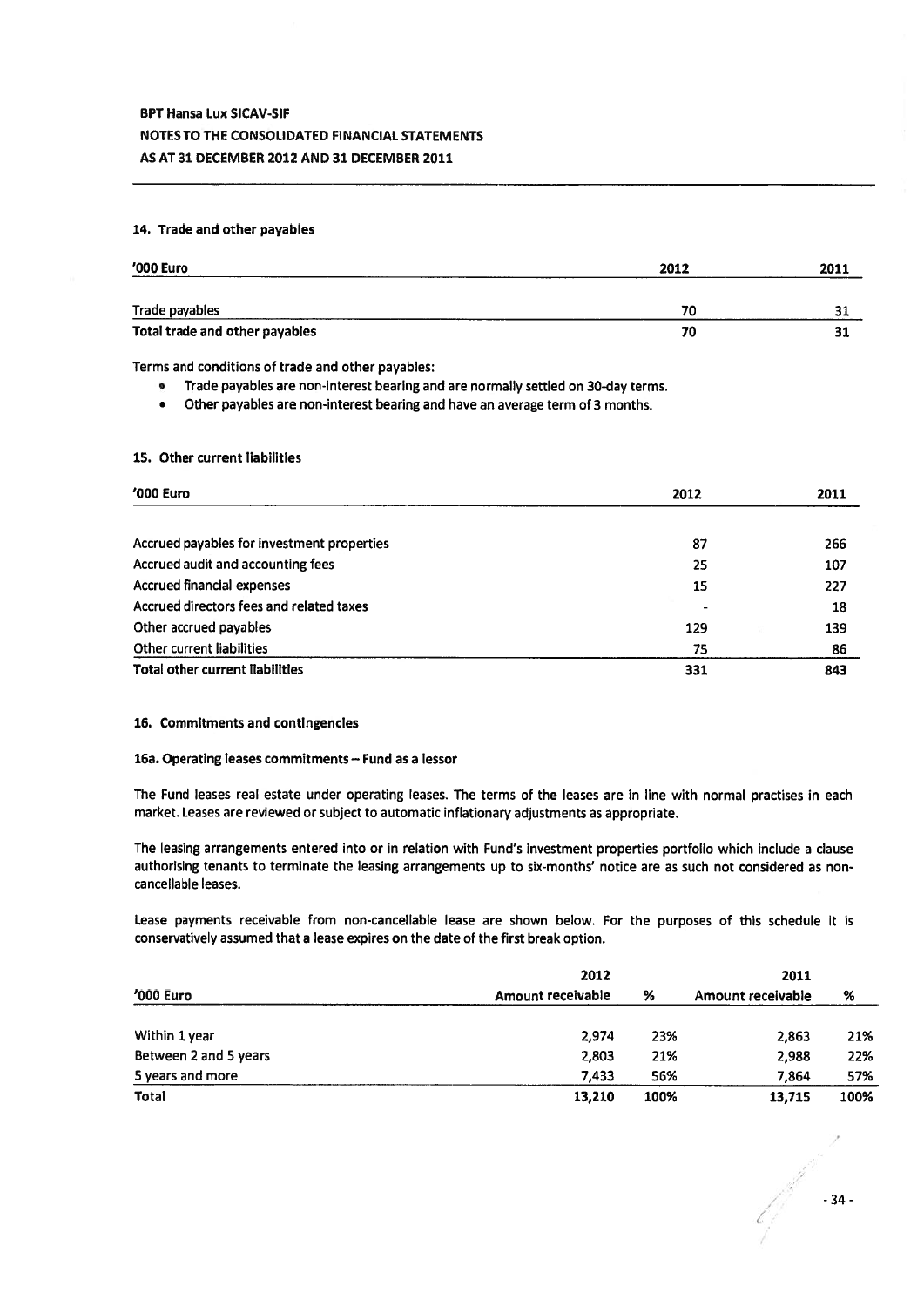## 14. Trade and other payables

| '000 Euro | 2012 | 2011 |
|---|---|---|
| Trade payables | 70 | 31 |
| **Total trade and other payables** | **70** | **31** |

Terms and conditions of trade and other payables:

- Trade payables are non-interest bearing and are normally settled on 30-day terms.
- Other payables are non-interest bearing and have an average term of 3 months.

## 15. Other current liabilities

| '000 Euro | 2012 | 2011 |
|---|---|---|
| Accrued payables for investment properties | 87 | 266 |
| Accrued audit and accounting fees | 25 | 107 |
| Accrued financial expenses | 15 | 227 |
| Accrued directors fees and related taxes | - | 18 |
| Other accrued payables | 129 | 139 |
| Other current liabilities | 75 | 86 |
| **Total other current liabilities** | **331** | **843** |

## 16. Commitments and contingencies

### 16a. Operating leases commitments – Fund as a lessor

The Fund leases real estate under operating leases. The terms of the leases are in line with normal practises in each market. Leases are reviewed or subject to automatic inflationary adjustments as appropriate.

The leasing arrangements entered into or in relation with Fund's investment properties portfolio which include a clause authorising tenants to terminate the leasing arrangements up to six-months' notice are as such not considered as non-cancellable leases.

Lease payments receivable from non-cancellable lease are shown below. For the purposes of this schedule it is conservatively assumed that a lease expires on the date of the first break option.

| | 2012 | | 2011 | |
|---|---|---|---|---|
| '000 Euro | Amount receivable | % | Amount receivable | % |
| Within 1 year | 2,974 | 23% | 2,863 | 21% |
| Between 2 and 5 years | 2,803 | 21% | 2,988 | 22% |
| 5 years and more | 7,433 | 56% | 7,864 | 57% |
| **Total** | **13,210** | **100%** | **13,715** | **100%** |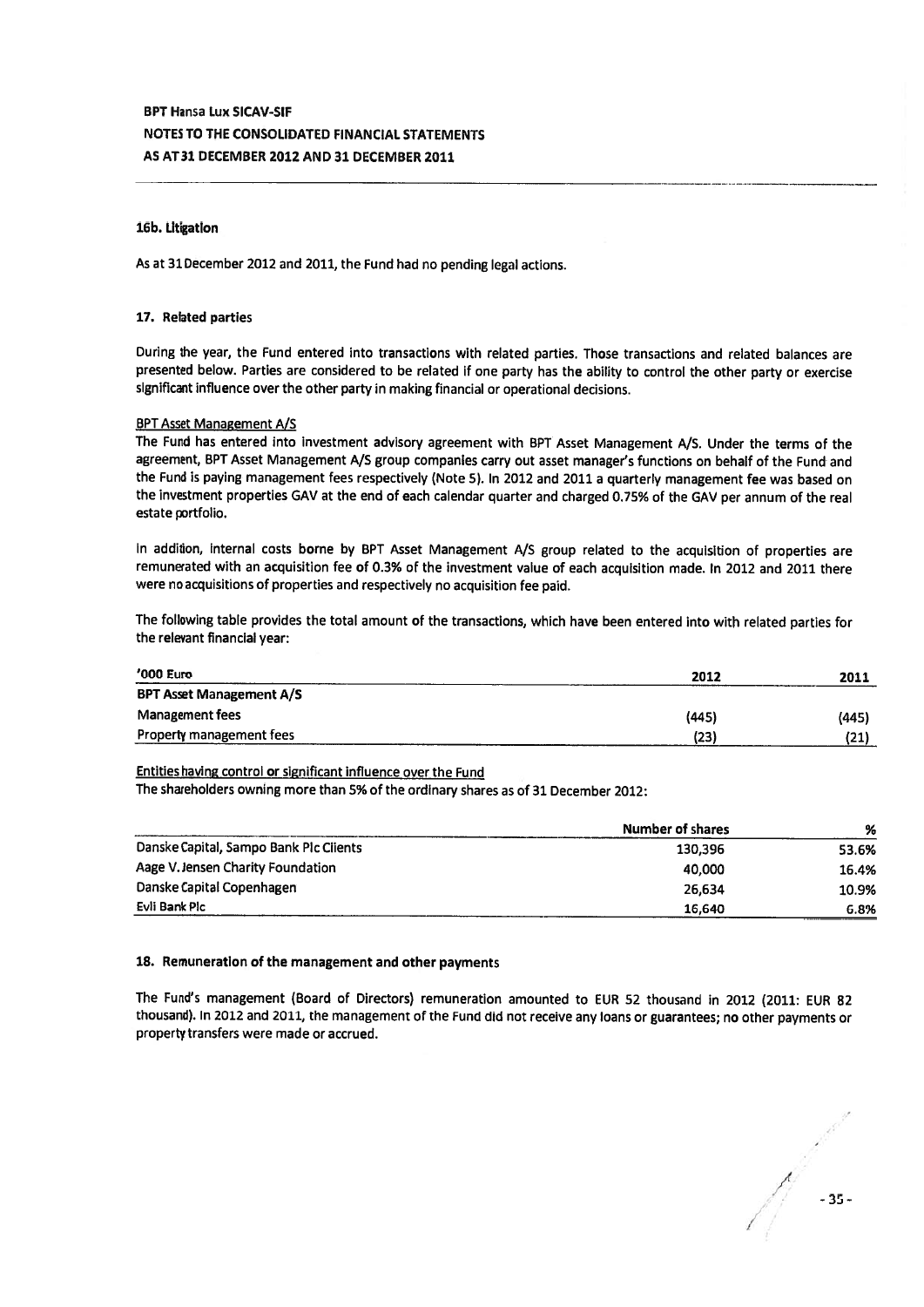#### 16b. Litigation

As at 31 December 2012 and 2011, the Fund had no pending legal actions.

### 17. Related parties

During the year, the Fund entered into transactions with related parties. Those transactions and related balances are presented below. Parties are considered to be related if one party has the ability to control the other party or exercise significant influence over the other party in making financial or operational decisions.

BPT Asset Management A/S

The Fund has entered into investment advisory agreement with BPT Asset Management A/S. Under the terms of the agreement, BPT Asset Management A/S group companies carry out asset manager's functions on behalf of the Fund and the Fund is paying management fees respectively (Note 5). In 2012 and 2011 a quarterly management fee was based on the investment properties GAV at the end of each calendar quarter and charged 0.75% of the GAV per annum of the real estate portfolio.

In addition, internal costs borne by BPT Asset Management A/S group related to the acquisition of properties are remunerated with an acquisition fee of 0.3% of the investment value of each acquisition made. In 2012 and 2011 there were no acquisitions of properties and respectively no acquisition fee paid.

The following table provides the total amount of the transactions, which have been entered into with related parties for the relevant financial year:

| '000 Euro | 2012 | 2011 |
|---|---|---|
| **BPT Asset Management A/S** | | |
| Management fees | (445) | (445) |
| Property management fees | (23) | (21) |

Entities having control or significant influence over the Fund

The shareholders owning more than 5% of the ordinary shares as of 31 December 2012:

| | Number of shares | % |
|---|---|---|
| Danske Capital, Sampo Bank Plc Clients | 130,396 | 53.6% |
| Aage V. Jensen Charity Foundation | 40,000 | 16.4% |
| Danske Capital Copenhagen | 26,634 | 10.9% |
| Evli Bank Plc | 16,640 | 6.8% |

### 18. Remuneration of the management and other payments

The Fund's management (Board of Directors) remuneration amounted to EUR 52 thousand in 2012 (2011: EUR 82 thousand). In 2012 and 2011, the management of the Fund did not receive any loans or guarantees; no other payments or property transfers were made or accrued.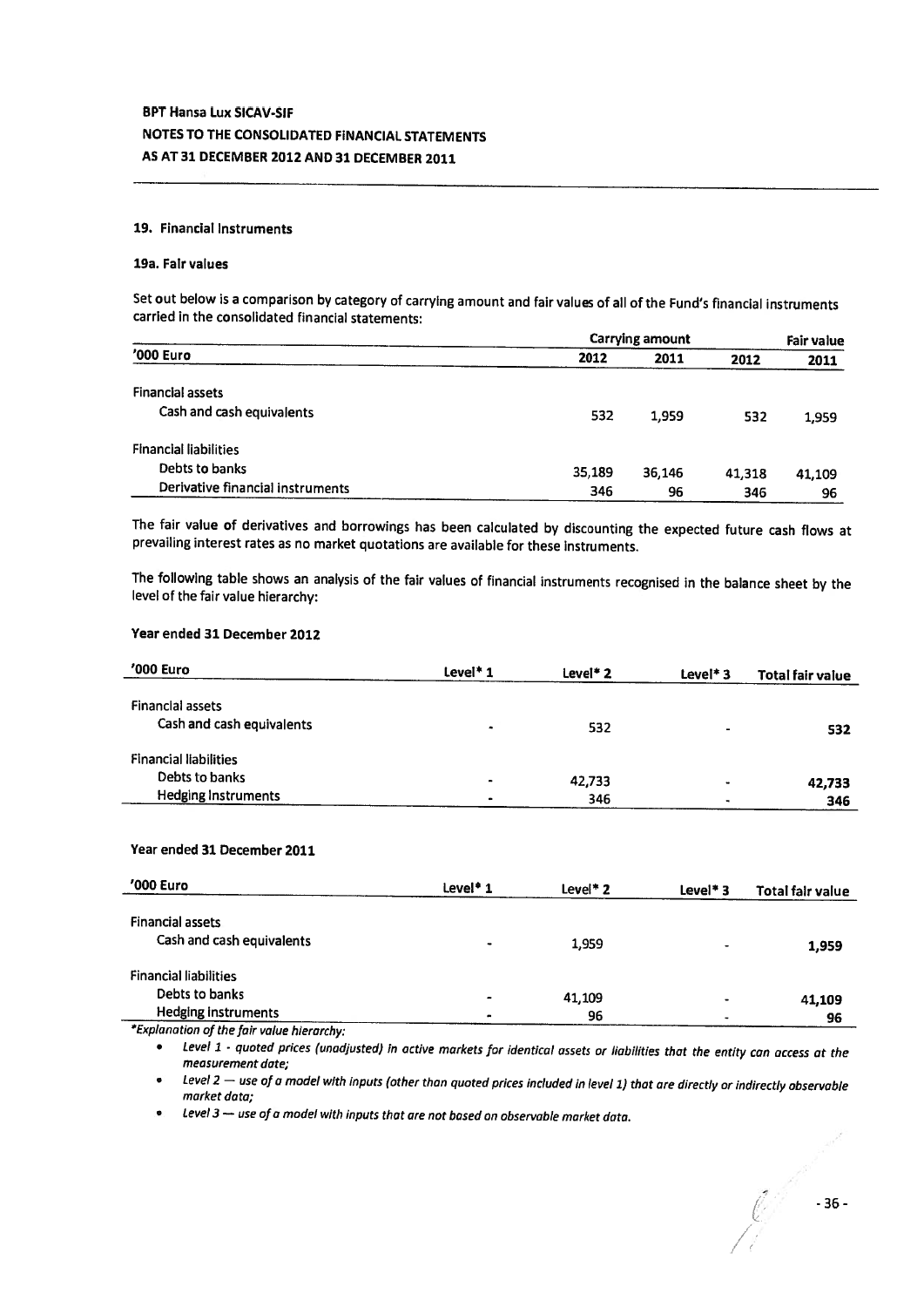BPT Hansa Lux SICAV-SIF
NOTES TO THE CONSOLIDATED FINANCIAL STATEMENTS
AS AT 31 DECEMBER 2012 AND 31 DECEMBER 2011

## 19. Financial Instruments

### 19a. Fair values

Set out below is a comparison by category of carrying amount and fair values of all of the Fund's financial instruments carried in the consolidated financial statements:

| '000 Euro | Carrying amount | | Fair value | |
|---|---|---|---|---|
| | 2012 | 2011 | 2012 | 2011 |
| **Financial assets** | | | | |
| Cash and cash equivalents | 532 | 1,959 | 532 | 1,959 |
| **Financial liabilities** | | | | |
| Debts to banks | 35,189 | 36,146 | 41,318 | 41,109 |
| Derivative financial instruments | 346 | 96 | 346 | 96 |

The fair value of derivatives and borrowings has been calculated by discounting the expected future cash flows at prevailing interest rates as no market quotations are available for these instruments.

The following table shows an analysis of the fair values of financial instruments recognised in the balance sheet by the level of the fair value hierarchy:

**Year ended 31 December 2012**

| '000 Euro | Level* 1 | Level* 2 | Level* 3 | Total fair value |
|---|---|---|---|---|
| **Financial assets** | | | | |
| Cash and cash equivalents | - | 532 | - | **532** |
| **Financial liabilities** | | | | |
| Debts to banks | - | 42,733 | - | **42,733** |
| Hedging instruments | - | 346 | - | **346** |

**Year ended 31 December 2011**

| '000 Euro | Level* 1 | Level* 2 | Level* 3 | Total fair value |
|---|---|---|---|---|
| **Financial assets** | | | | |
| Cash and cash equivalents | - | 1,959 | - | **1,959** |
| **Financial liabilities** | | | | |
| Debts to banks | - | 41,109 | - | **41,109** |
| Hedging instruments | - | 96 | - | **96** |

*\*Explanation of the fair value hierarchy:*

- *Level 1 - quoted prices (unadjusted) in active markets for identical assets or liabilities that the entity can access at the measurement date;*
- *Level 2 — use of a model with inputs (other than quoted prices included in level 1) that are directly or indirectly observable market data;*
- *Level 3 — use of a model with inputs that are not based on observable market data.*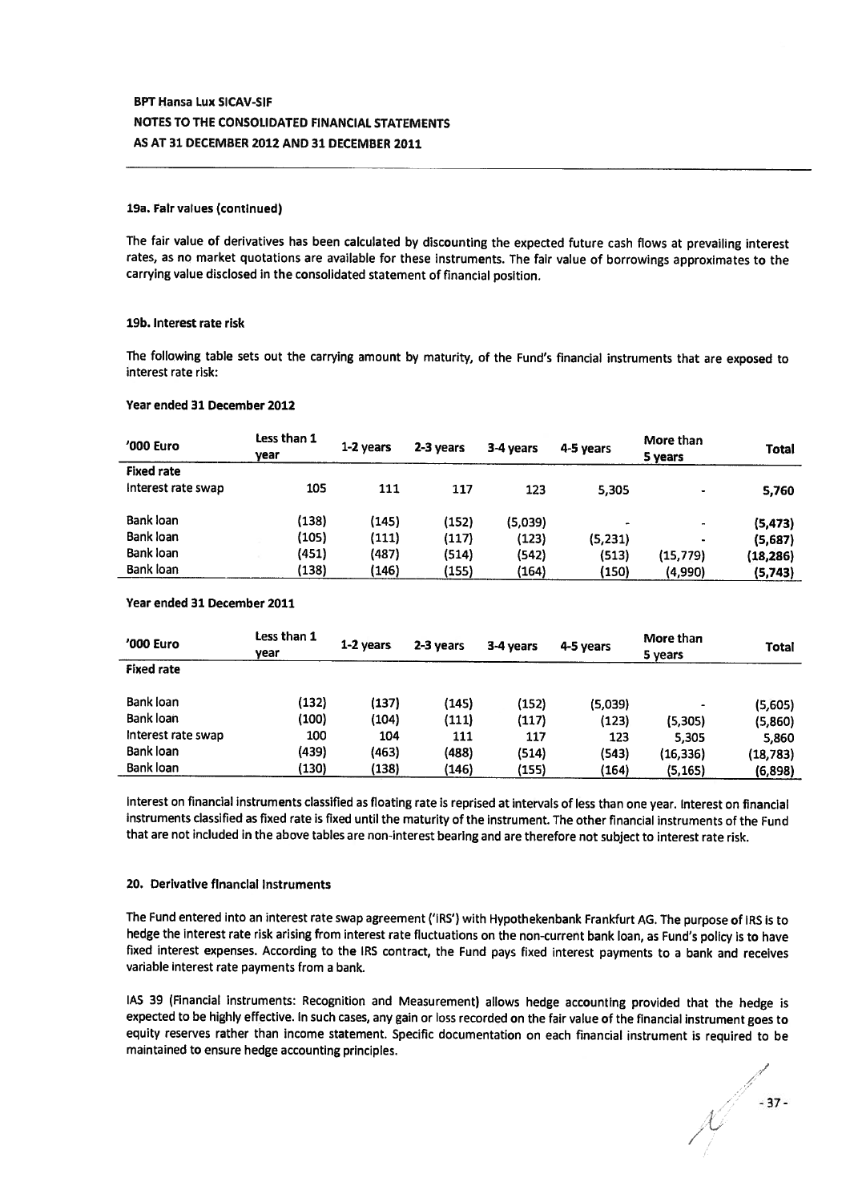**BPT Hansa Lux SICAV-SIF**
**NOTES TO THE CONSOLIDATED FINANCIAL STATEMENTS**
**AS AT 31 DECEMBER 2012 AND 31 DECEMBER 2011**

#### 19a. Fair values (continued)

The fair value of derivatives has been calculated by discounting the expected future cash flows at prevailing interest rates, as no market quotations are available for these instruments. The fair value of borrowings approximates to the carrying value disclosed in the consolidated statement of financial position.

#### 19b. Interest rate risk

The following table sets out the carrying amount by maturity, of the Fund's financial instruments that are exposed to interest rate risk:

**Year ended 31 December 2012**

| '000 Euro | Less than 1 year | 1-2 years | 2-3 years | 3-4 years | 4-5 years | More than 5 years | Total |
|---|---|---|---|---|---|---|---|
| **Fixed rate** | | | | | | | |
| Interest rate swap | 105 | 111 | 117 | 123 | 5,305 | - | **5,760** |
| Bank loan | (138) | (145) | (152) | (5,039) | - | - | **(5,473)** |
| Bank loan | (105) | (111) | (117) | (123) | (5,231) | - | **(5,687)** |
| Bank loan | (451) | (487) | (514) | (542) | (513) | (15,779) | **(18,286)** |
| Bank loan | (138) | (146) | (155) | (164) | (150) | (4,990) | **(5,743)** |

**Year ended 31 December 2011**

| '000 Euro | Less than 1 year | 1-2 years | 2-3 years | 3-4 years | 4-5 years | More than 5 years | Total |
|---|---|---|---|---|---|---|---|
| **Fixed rate** | | | | | | | |
| Bank loan | (132) | (137) | (145) | (152) | (5,039) | - | (5,605) |
| Bank loan | (100) | (104) | (111) | (117) | (123) | (5,305) | (5,860) |
| Interest rate swap | 100 | 104 | 111 | 117 | 123 | 5,305 | 5,860 |
| Bank loan | (439) | (463) | (488) | (514) | (543) | (16,336) | (18,783) |
| Bank loan | (130) | (138) | (146) | (155) | (164) | (5,165) | (6,898) |

Interest on financial instruments classified as floating rate is repriced at intervals of less than one year. Interest on financial instruments classified as fixed rate is fixed until the maturity of the instrument. The other financial instruments of the Fund that are not included in the above tables are non-interest bearing and are therefore not subject to interest rate risk.

#### 20. Derivative financial instruments

The Fund entered into an interest rate swap agreement ('IRS') with Hypothekenbank Frankfurt AG. The purpose of IRS is to hedge the interest rate risk arising from interest rate fluctuations on the non-current bank loan, as Fund's policy is to have fixed interest expenses. According to the IRS contract, the Fund pays fixed interest payments to a bank and receives variable interest rate payments from a bank.

IAS 39 (Financial Instruments: Recognition and Measurement) allows hedge accounting provided that the hedge is expected to be highly effective. In such cases, any gain or loss recorded on the fair value of the financial instrument goes to equity reserves rather than income statement. Specific documentation on each financial instrument is required to be maintained to ensure hedge accounting principles.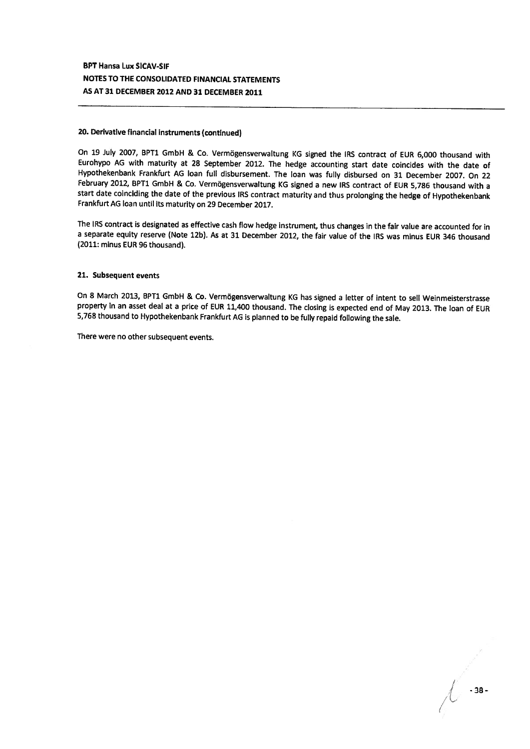### 20. Derivative financial instruments (continued)

On 19 July 2007, BPT1 GmbH & Co. Vermögensverwaltung KG signed the IRS contract of EUR 6,000 thousand with Eurohypo AG with maturity at 28 September 2012. The hedge accounting start date coincides with the date of Hypothekenbank Frankfurt AG loan full disbursement. The loan was fully disbursed on 31 December 2007. On 22 February 2012, BPT1 GmbH & Co. Vermögensverwaltung KG signed a new IRS contract of EUR 5,786 thousand with a start date coinciding the date of the previous IRS contract maturity and thus prolonging the hedge of Hypothekenbank Frankfurt AG loan until its maturity on 29 December 2017.

The IRS contract is designated as effective cash flow hedge instrument, thus changes in the fair value are accounted for in a separate equity reserve (Note 12b). As at 31 December 2012, the fair value of the IRS was minus EUR 346 thousand (2011: minus EUR 96 thousand).

### 21. Subsequent events

On 8 March 2013, BPT1 GmbH & Co. Vermögensverwaltung KG has signed a letter of intent to sell Weinmeisterstrasse property in an asset deal at a price of EUR 11,400 thousand. The closing is expected end of May 2013. The loan of EUR 5,768 thousand to Hypothekenbank Frankfurt AG is planned to be fully repaid following the sale.

There were no other subsequent events.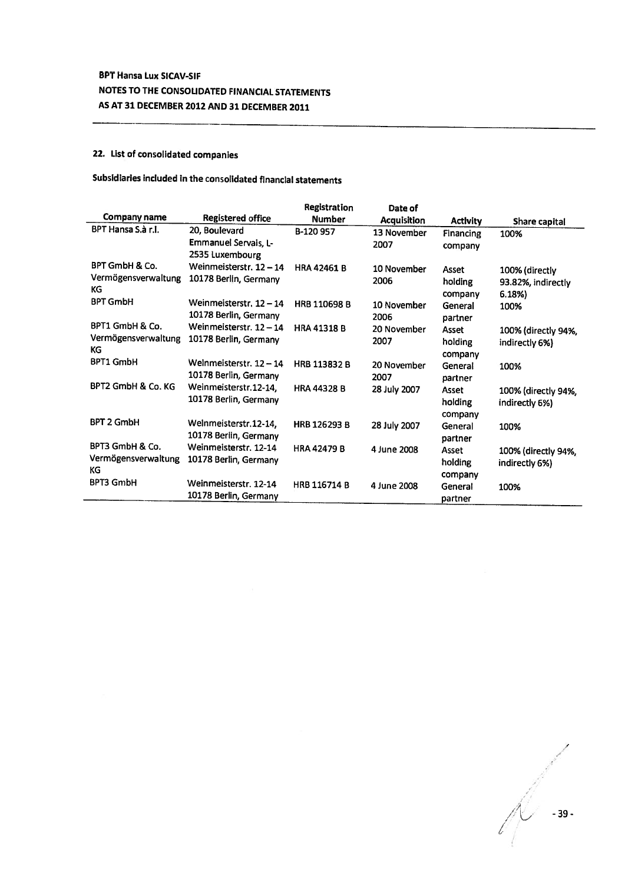## 22. List of consolidated companies

**Subsidiaries included in the consolidated financial statements**

| Company name | Registered office | Registration Number | Date of Acquisition | Activity | Share capital |
|---|---|---|---|---|---|
| BPT Hansa S.à r.l. | 20, Boulevard Emmanuel Servais, L-2535 Luxembourg | B-120 957 | 13 November 2007 | Financing company | 100% |
| BPT GmbH & Co. Vermögensverwaltung KG | Weinmeisterstr. 12 – 14 10178 Berlin, Germany | HRA 42461 B | 10 November 2006 | Asset holding company | 100% (directly 93.82%, indirectly 6.18%) |
| BPT GmbH | Weinmeisterstr. 12 – 14 10178 Berlin, Germany | HRB 110698 B | 10 November 2006 | General partner | 100% |
| BPT1 GmbH & Co. Vermögensverwaltung KG | Weinmeisterstr. 12 – 14 10178 Berlin, Germany | HRA 41318 B | 20 November 2007 | Asset holding company | 100% (directly 94%, indirectly 6%) |
| BPT1 GmbH | Weinmeisterstr. 12 – 14 10178 Berlin, Germany | HRB 113832 B | 20 November 2007 | General partner | 100% |
| BPT2 GmbH & Co. KG | Weinmeisterstr.12-14, 10178 Berlin, Germany | HRA 44328 B | 28 July 2007 | Asset holding company | 100% (directly 94%, indirectly 6%) |
| BPT 2 GmbH | Weinmeisterstr.12-14, 10178 Berlin, Germany | HRB 126293 B | 28 July 2007 | General partner | 100% |
| BPT3 GmbH & Co. Vermögensverwaltung KG | Weinmeisterstr. 12-14 10178 Berlin, Germany | HRA 42479 B | 4 June 2008 | Asset holding company | 100% (directly 94%, indirectly 6%) |
| BPT3 GmbH | Weinmeisterstr. 12-14 10178 Berlin, Germany | HRB 116714 B | 4 June 2008 | General partner | 100% |